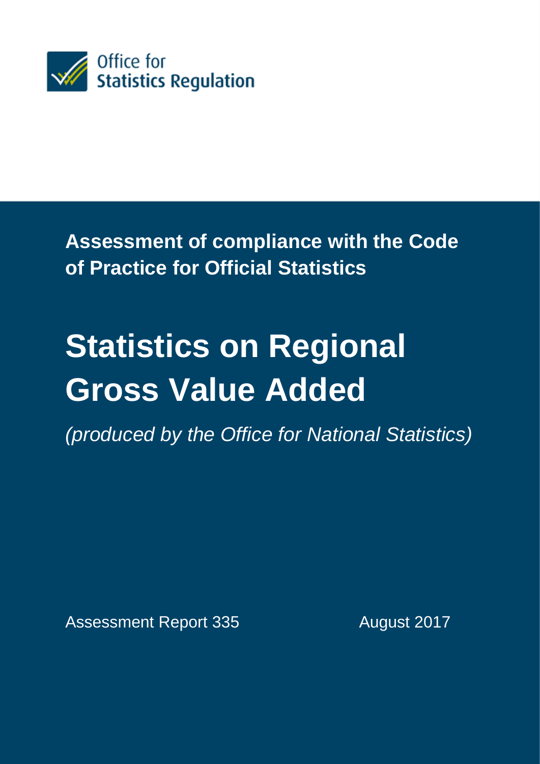Office for Statistics Regulation

**Assessment of compliance with the Code of Practice for Official Statistics**

# Statistics on Regional Gross Value Added

*(produced by the Office for National Statistics)*

Assessment Report 335

August 2017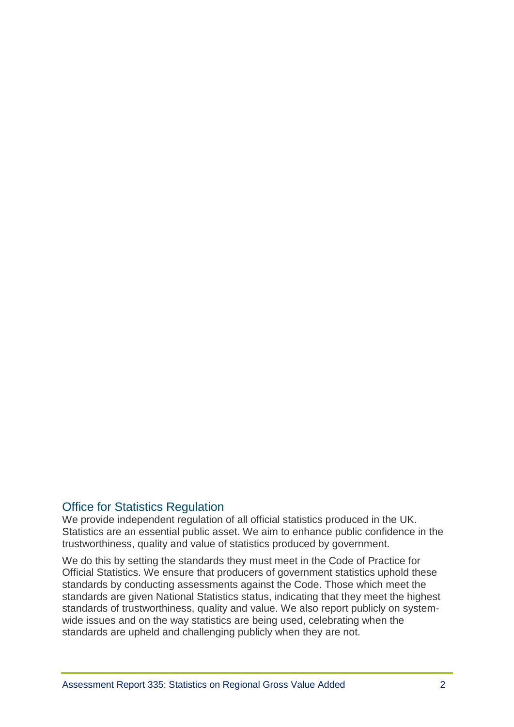## Office for Statistics Regulation

We provide independent regulation of all official statistics produced in the UK. Statistics are an essential public asset. We aim to enhance public confidence in the trustworthiness, quality and value of statistics produced by government.

We do this by setting the standards they must meet in the Code of Practice for Official Statistics. We ensure that producers of government statistics uphold these standards by conducting assessments against the Code. Those which meet the standards are given National Statistics status, indicating that they meet the highest standards of trustworthiness, quality and value. We also report publicly on system-wide issues and on the way statistics are being used, celebrating when the standards are upheld and challenging publicly when they are not.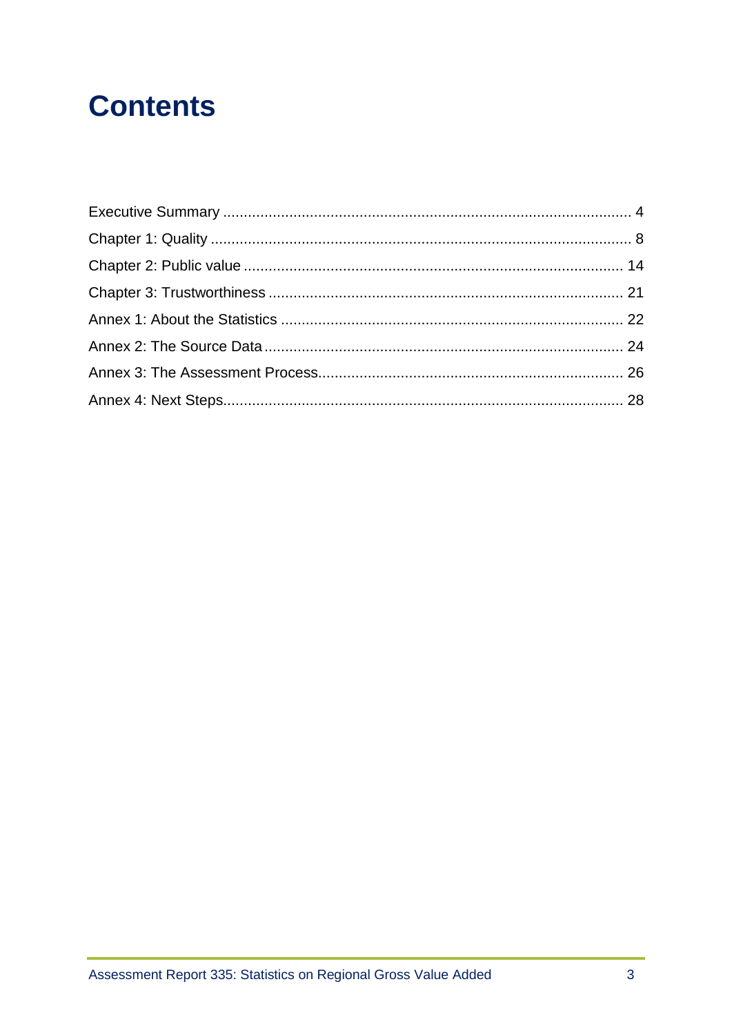# Contents

Executive Summary .................................................................................................. 4
Chapter 1: Quality ..................................................................................................... 8
Chapter 2: Public value ........................................................................................... 14
Chapter 3: Trustworthiness ..................................................................................... 21
Annex 1: About the Statistics .................................................................................. 22
Annex 2: The Source Data ...................................................................................... 24
Annex 3: The Assessment Process.......................................................................... 26
Annex 4: Next Steps................................................................................................ 28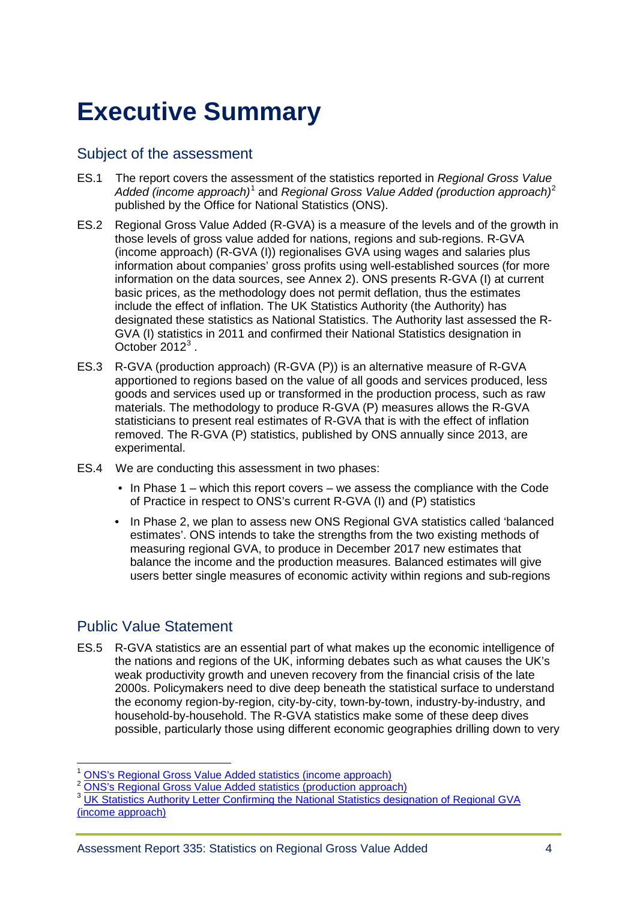# Executive Summary

## Subject of the assessment

ES.1 The report covers the assessment of the statistics reported in *Regional Gross Value Added (income approach)*[1] and *Regional Gross Value Added (production approach)*[2] published by the Office for National Statistics (ONS).

ES.2 Regional Gross Value Added (R-GVA) is a measure of the levels and of the growth in those levels of gross value added for nations, regions and sub-regions. R-GVA (income approach) (R-GVA (I)) regionalises GVA using wages and salaries plus information about companies' gross profits using well-established sources (for more information on the data sources, see Annex 2). ONS presents R-GVA (I) at current basic prices, as the methodology does not permit deflation, thus the estimates include the effect of inflation. The UK Statistics Authority (the Authority) has designated these statistics as National Statistics. The Authority last assessed the R-GVA (I) statistics in 2011 and confirmed their National Statistics designation in October 2012[3] .

ES.3 R-GVA (production approach) (R-GVA (P)) is an alternative measure of R-GVA apportioned to regions based on the value of all goods and services produced, less goods and services used up or transformed in the production process, such as raw materials. The methodology to produce R-GVA (P) measures allows the R-GVA statisticians to present real estimates of R-GVA that is with the effect of inflation removed. The R-GVA (P) statistics, published by ONS annually since 2013, are experimental.

ES.4 We are conducting this assessment in two phases:

- In Phase 1 – which this report covers – we assess the compliance with the Code of Practice in respect to ONS's current R-GVA (I) and (P) statistics
- In Phase 2, we plan to assess new ONS Regional GVA statistics called 'balanced estimates'. ONS intends to take the strengths from the two existing methods of measuring regional GVA, to produce in December 2017 new estimates that balance the income and the production measures. Balanced estimates will give users better single measures of economic activity within regions and sub-regions

## Public Value Statement

ES.5 R-GVA statistics are an essential part of what makes up the economic intelligence of the nations and regions of the UK, informing debates such as what causes the UK's weak productivity growth and uneven recovery from the financial crisis of the late 2000s. Policymakers need to dive deep beneath the statistical surface to understand the economy region-by-region, city-by-city, town-by-town, industry-by-industry, and household-by-household. The R-GVA statistics make some of these deep dives possible, particularly those using different economic geographies drilling down to very

---

[1] ONS's Regional Gross Value Added statistics (income approach)

[2] ONS's Regional Gross Value Added statistics (production approach)

[3] UK Statistics Authority Letter Confirming the National Statistics designation of Regional GVA (income approach)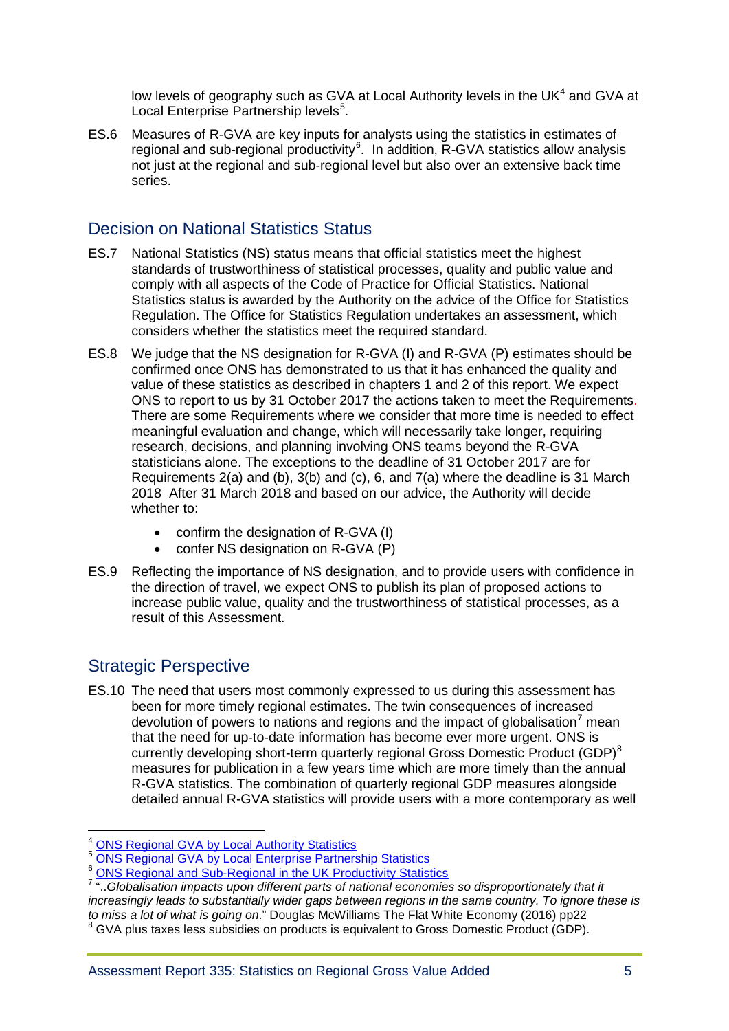low levels of geography such as GVA at Local Authority levels in the UK[4] and GVA at Local Enterprise Partnership levels[5].

ES.6 Measures of R-GVA are key inputs for analysts using the statistics in estimates of regional and sub-regional productivity[6]. In addition, R-GVA statistics allow analysis not just at the regional and sub-regional level but also over an extensive back time series.

## Decision on National Statistics Status

ES.7 National Statistics (NS) status means that official statistics meet the highest standards of trustworthiness of statistical processes, quality and public value and comply with all aspects of the Code of Practice for Official Statistics. National Statistics status is awarded by the Authority on the advice of the Office for Statistics Regulation. The Office for Statistics Regulation undertakes an assessment, which considers whether the statistics meet the required standard.

ES.8 We judge that the NS designation for R-GVA (I) and R-GVA (P) estimates should be confirmed once ONS has demonstrated to us that it has enhanced the quality and value of these statistics as described in chapters 1 and 2 of this report. We expect ONS to report to us by 31 October 2017 the actions taken to meet the Requirements. There are some Requirements where we consider that more time is needed to effect meaningful evaluation and change, which will necessarily take longer, requiring research, decisions, and planning involving ONS teams beyond the R-GVA statisticians alone. The exceptions to the deadline of 31 October 2017 are for Requirements 2(a) and (b), 3(b) and (c), 6, and 7(a) where the deadline is 31 March 2018 After 31 March 2018 and based on our advice, the Authority will decide whether to:

- confirm the designation of R-GVA (I)
- confer NS designation on R-GVA (P)

ES.9 Reflecting the importance of NS designation, and to provide users with confidence in the direction of travel, we expect ONS to publish its plan of proposed actions to increase public value, quality and the trustworthiness of statistical processes, as a result of this Assessment.

## Strategic Perspective

ES.10 The need that users most commonly expressed to us during this assessment has been for more timely regional estimates. The twin consequences of increased devolution of powers to nations and regions and the impact of globalisation[7] mean that the need for up-to-date information has become ever more urgent. ONS is currently developing short-term quarterly regional Gross Domestic Product (GDP)[8] measures for publication in a few years time which are more timely than the annual R-GVA statistics. The combination of quarterly regional GDP measures alongside detailed annual R-GVA statistics will provide users with a more contemporary as well

---

[4] ONS Regional GVA by Local Authority Statistics

[5] ONS Regional GVA by Local Enterprise Partnership Statistics

[6] ONS Regional and Sub-Regional in the UK Productivity Statistics

[7] "..*Globalisation impacts upon different parts of national economies so disproportionately that it increasingly leads to substantially wider gaps between regions in the same country. To ignore these is to miss a lot of what is going on*." Douglas McWilliams The Flat White Economy (2016) pp22

[8] GVA plus taxes less subsidies on products is equivalent to Gross Domestic Product (GDP).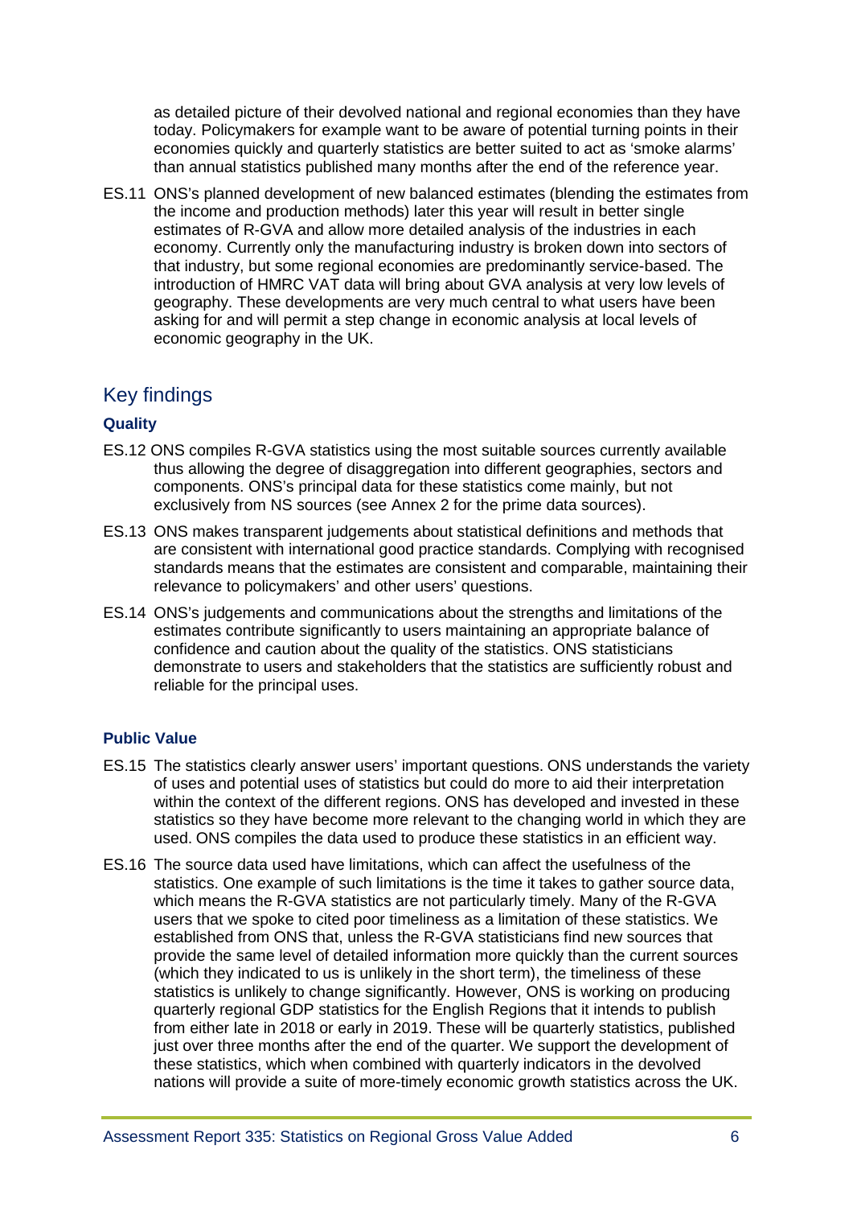as detailed picture of their devolved national and regional economies than they have today. Policymakers for example want to be aware of potential turning points in their economies quickly and quarterly statistics are better suited to act as 'smoke alarms' than annual statistics published many months after the end of the reference year.

ES.11 ONS's planned development of new balanced estimates (blending the estimates from the income and production methods) later this year will result in better single estimates of R-GVA and allow more detailed analysis of the industries in each economy. Currently only the manufacturing industry is broken down into sectors of that industry, but some regional economies are predominantly service-based. The introduction of HMRC VAT data will bring about GVA analysis at very low levels of geography. These developments are very much central to what users have been asking for and will permit a step change in economic analysis at local levels of economic geography in the UK.

## Key findings

### Quality

ES.12 ONS compiles R-GVA statistics using the most suitable sources currently available thus allowing the degree of disaggregation into different geographies, sectors and components. ONS's principal data for these statistics come mainly, but not exclusively from NS sources (see Annex 2 for the prime data sources).

ES.13 ONS makes transparent judgements about statistical definitions and methods that are consistent with international good practice standards. Complying with recognised standards means that the estimates are consistent and comparable, maintaining their relevance to policymakers' and other users' questions.

ES.14 ONS's judgements and communications about the strengths and limitations of the estimates contribute significantly to users maintaining an appropriate balance of confidence and caution about the quality of the statistics. ONS statisticians demonstrate to users and stakeholders that the statistics are sufficiently robust and reliable for the principal uses.

### Public Value

ES.15 The statistics clearly answer users' important questions. ONS understands the variety of uses and potential uses of statistics but could do more to aid their interpretation within the context of the different regions. ONS has developed and invested in these statistics so they have become more relevant to the changing world in which they are used. ONS compiles the data used to produce these statistics in an efficient way.

ES.16 The source data used have limitations, which can affect the usefulness of the statistics. One example of such limitations is the time it takes to gather source data, which means the R-GVA statistics are not particularly timely. Many of the R-GVA users that we spoke to cited poor timeliness as a limitation of these statistics. We established from ONS that, unless the R-GVA statisticians find new sources that provide the same level of detailed information more quickly than the current sources (which they indicated to us is unlikely in the short term), the timeliness of these statistics is unlikely to change significantly. However, ONS is working on producing quarterly regional GDP statistics for the English Regions that it intends to publish from either late in 2018 or early in 2019. These will be quarterly statistics, published just over three months after the end of the quarter. We support the development of these statistics, which when combined with quarterly indicators in the devolved nations will provide a suite of more-timely economic growth statistics across the UK.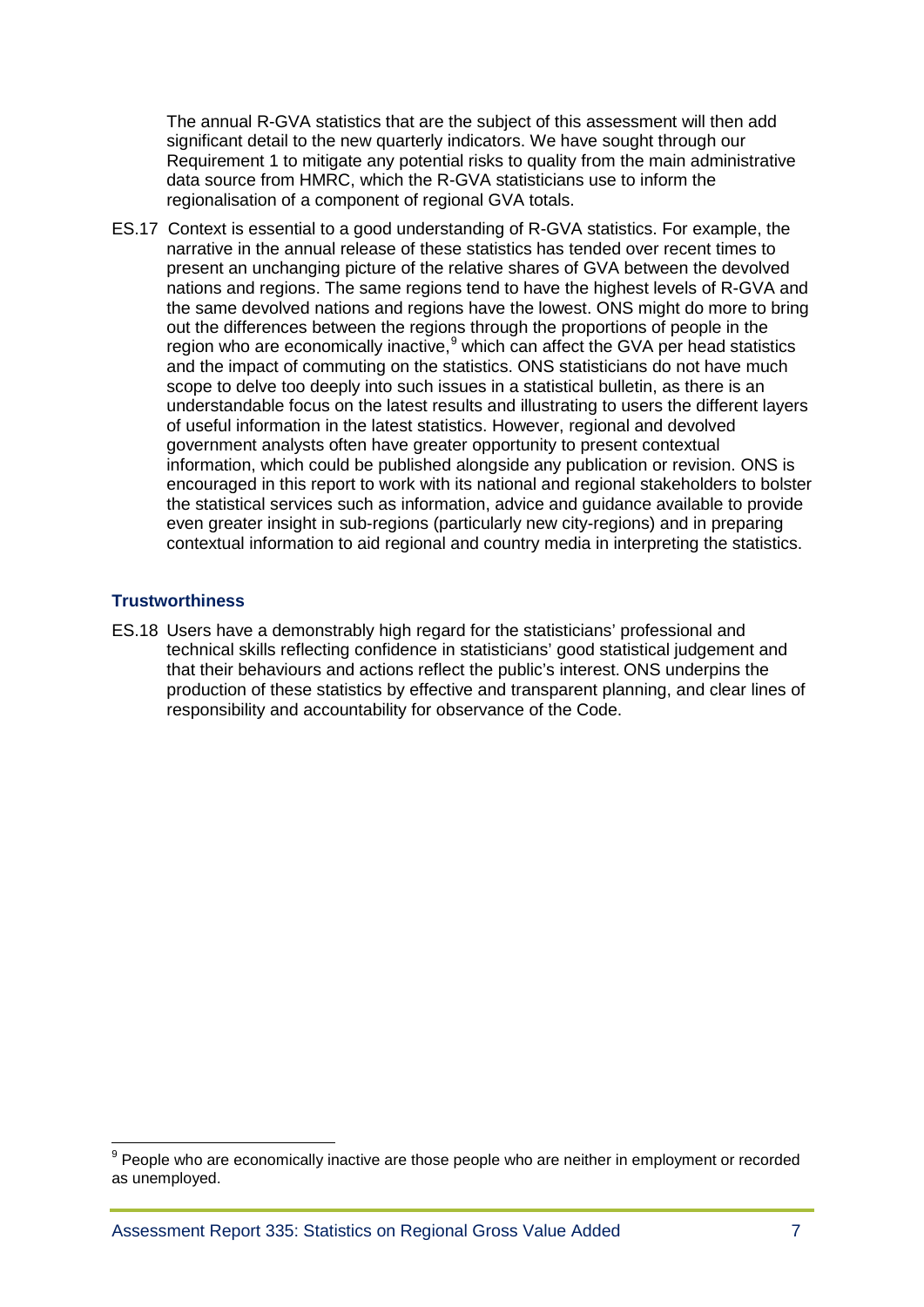The annual R-GVA statistics that are the subject of this assessment will then add significant detail to the new quarterly indicators. We have sought through our Requirement 1 to mitigate any potential risks to quality from the main administrative data source from HMRC, which the R-GVA statisticians use to inform the regionalisation of a component of regional GVA totals.

ES.17 Context is essential to a good understanding of R-GVA statistics. For example, the narrative in the annual release of these statistics has tended over recent times to present an unchanging picture of the relative shares of GVA between the devolved nations and regions. The same regions tend to have the highest levels of R-GVA and the same devolved nations and regions have the lowest. ONS might do more to bring out the differences between the regions through the proportions of people in the region who are economically inactive,[9] which can affect the GVA per head statistics and the impact of commuting on the statistics. ONS statisticians do not have much scope to delve too deeply into such issues in a statistical bulletin, as there is an understandable focus on the latest results and illustrating to users the different layers of useful information in the latest statistics. However, regional and devolved government analysts often have greater opportunity to present contextual information, which could be published alongside any publication or revision. ONS is encouraged in this report to work with its national and regional stakeholders to bolster the statistical services such as information, advice and guidance available to provide even greater insight in sub-regions (particularly new city-regions) and in preparing contextual information to aid regional and country media in interpreting the statistics.

### Trustworthiness

ES.18 Users have a demonstrably high regard for the statisticians' professional and technical skills reflecting confidence in statisticians' good statistical judgement and that their behaviours and actions reflect the public's interest. ONS underpins the production of these statistics by effective and transparent planning, and clear lines of responsibility and accountability for observance of the Code.

[9] People who are economically inactive are those people who are neither in employment or recorded as unemployed.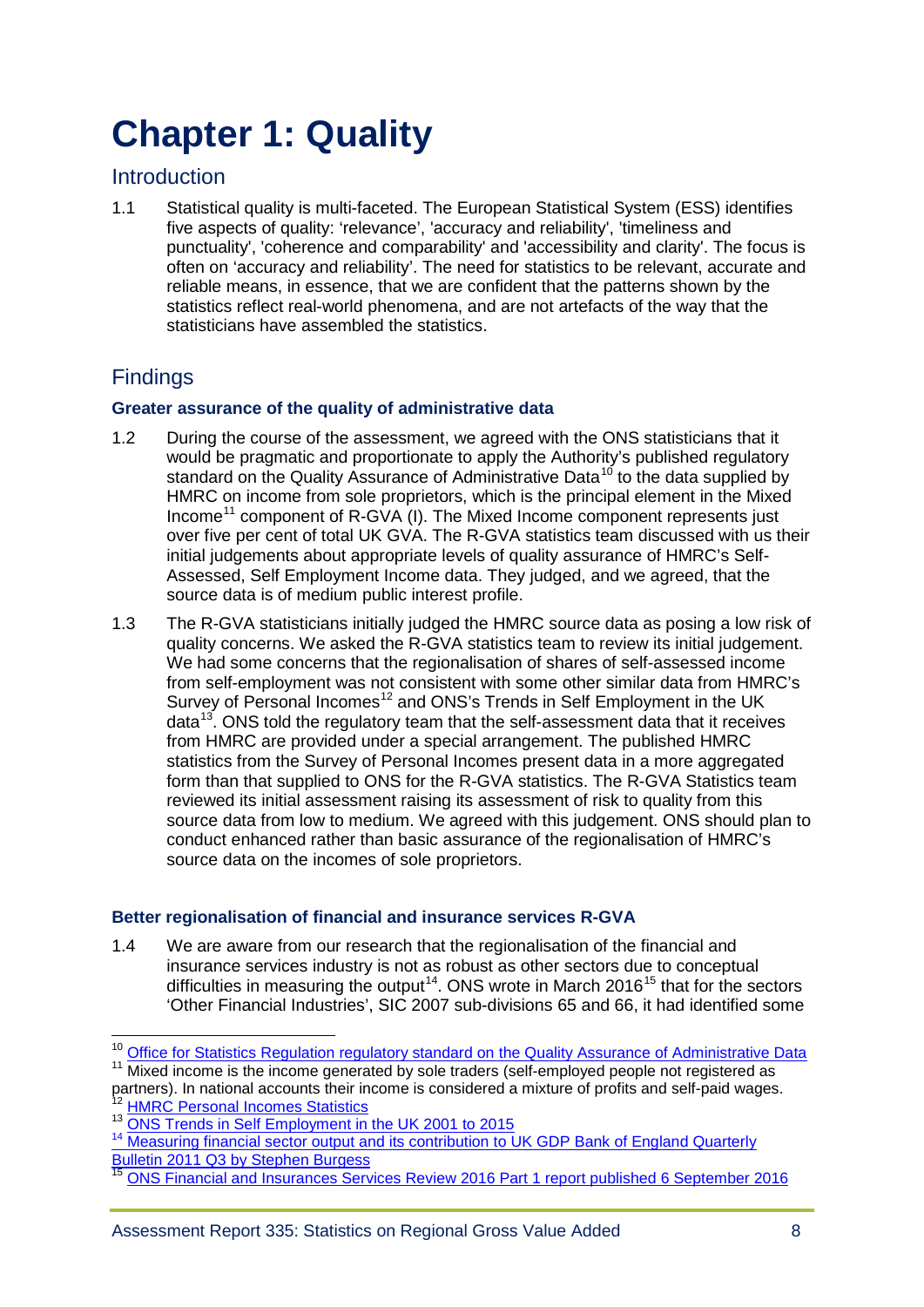# Chapter 1: Quality

## Introduction

1.1 Statistical quality is multi-faceted. The European Statistical System (ESS) identifies five aspects of quality: 'relevance', 'accuracy and reliability', 'timeliness and punctuality', 'coherence and comparability' and 'accessibility and clarity'. The focus is often on 'accuracy and reliability'. The need for statistics to be relevant, accurate and reliable means, in essence, that we are confident that the patterns shown by the statistics reflect real-world phenomena, and are not artefacts of the way that the statisticians have assembled the statistics.

## Findings

### Greater assurance of the quality of administrative data

1.2 During the course of the assessment, we agreed with the ONS statisticians that it would be pragmatic and proportionate to apply the Authority's published regulatory standard on the Quality Assurance of Administrative Data[10] to the data supplied by HMRC on income from sole proprietors, which is the principal element in the Mixed Income[11] component of R-GVA (I). The Mixed Income component represents just over five per cent of total UK GVA. The R-GVA statistics team discussed with us their initial judgements about appropriate levels of quality assurance of HMRC's Self-Assessed, Self Employment Income data. They judged, and we agreed, that the source data is of medium public interest profile.

1.3 The R-GVA statisticians initially judged the HMRC source data as posing a low risk of quality concerns. We asked the R-GVA statistics team to review its initial judgement. We had some concerns that the regionalisation of shares of self-assessed income from self-employment was not consistent with some other similar data from HMRC's Survey of Personal Incomes[12] and ONS's Trends in Self Employment in the UK data[13]. ONS told the regulatory team that the self-assessment data that it receives from HMRC are provided under a special arrangement. The published HMRC statistics from the Survey of Personal Incomes present data in a more aggregated form than that supplied to ONS for the R-GVA statistics. The R-GVA Statistics team reviewed its initial assessment raising its assessment of risk to quality from this source data from low to medium. We agreed with this judgement. ONS should plan to conduct enhanced rather than basic assurance of the regionalisation of HMRC's source data on the incomes of sole proprietors.

### Better regionalisation of financial and insurance services R-GVA

1.4 We are aware from our research that the regionalisation of the financial and insurance services industry is not as robust as other sectors due to conceptual difficulties in measuring the output[14]. ONS wrote in March 2016[15] that for the sectors 'Other Financial Industries', SIC 2007 sub-divisions 65 and 66, it had identified some

---

[10] Office for Statistics Regulation regulatory standard on the Quality Assurance of Administrative Data

[11] Mixed income is the income generated by sole traders (self-employed people not registered as partners). In national accounts their income is considered a mixture of profits and self-paid wages.

[12] HMRC Personal Incomes Statistics

[13] ONS Trends in Self Employment in the UK 2001 to 2015

[14] Measuring financial sector output and its contribution to UK GDP Bank of England Quarterly Bulletin 2011 Q3 by Stephen Burgess

[15] ONS Financial and Insurances Services Review 2016 Part 1 report published 6 September 2016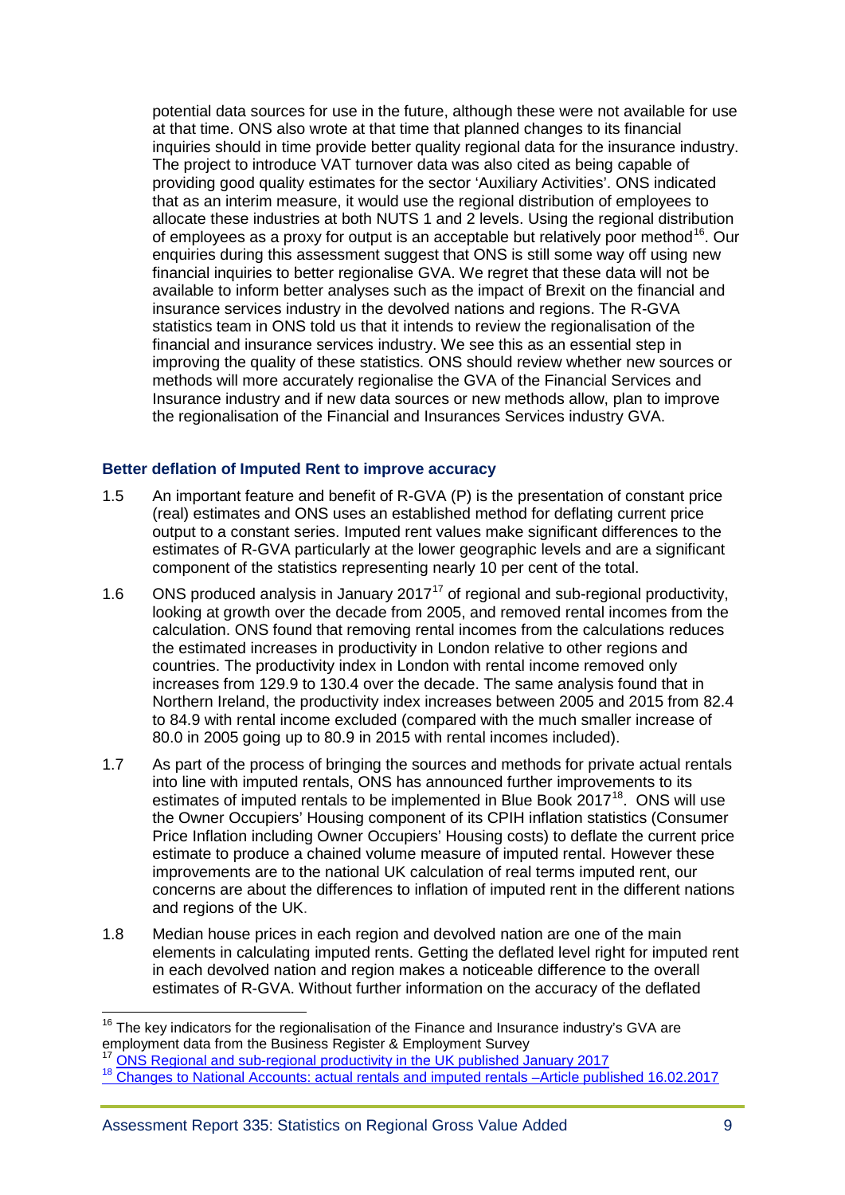potential data sources for use in the future, although these were not available for use at that time. ONS also wrote at that time that planned changes to its financial inquiries should in time provide better quality regional data for the insurance industry. The project to introduce VAT turnover data was also cited as being capable of providing good quality estimates for the sector 'Auxiliary Activities'. ONS indicated that as an interim measure, it would use the regional distribution of employees to allocate these industries at both NUTS 1 and 2 levels. Using the regional distribution of employees as a proxy for output is an acceptable but relatively poor method[16]. Our enquiries during this assessment suggest that ONS is still some way off using new financial inquiries to better regionalise GVA. We regret that these data will not be available to inform better analyses such as the impact of Brexit on the financial and insurance services industry in the devolved nations and regions. The R-GVA statistics team in ONS told us that it intends to review the regionalisation of the financial and insurance services industry. We see this as an essential step in improving the quality of these statistics. ONS should review whether new sources or methods will more accurately regionalise the GVA of the Financial Services and Insurance industry and if new data sources or new methods allow, plan to improve the regionalisation of the Financial and Insurances Services industry GVA.

### Better deflation of Imputed Rent to improve accuracy

1.5 An important feature and benefit of R-GVA (P) is the presentation of constant price (real) estimates and ONS uses an established method for deflating current price output to a constant series. Imputed rent values make significant differences to the estimates of R-GVA particularly at the lower geographic levels and are a significant component of the statistics representing nearly 10 per cent of the total.

1.6 ONS produced analysis in January 2017[17] of regional and sub-regional productivity, looking at growth over the decade from 2005, and removed rental incomes from the calculation. ONS found that removing rental incomes from the calculations reduces the estimated increases in productivity in London relative to other regions and countries. The productivity index in London with rental income removed only increases from 129.9 to 130.4 over the decade. The same analysis found that in Northern Ireland, the productivity index increases between 2005 and 2015 from 82.4 to 84.9 with rental income excluded (compared with the much smaller increase of 80.0 in 2005 going up to 80.9 in 2015 with rental incomes included).

1.7 As part of the process of bringing the sources and methods for private actual rentals into line with imputed rentals, ONS has announced further improvements to its estimates of imputed rentals to be implemented in Blue Book 2017[18]. ONS will use the Owner Occupiers' Housing component of its CPIH inflation statistics (Consumer Price Inflation including Owner Occupiers' Housing costs) to deflate the current price estimate to produce a chained volume measure of imputed rental. However these improvements are to the national UK calculation of real terms imputed rent, our concerns are about the differences to inflation of imputed rent in the different nations and regions of the UK.

1.8 Median house prices in each region and devolved nation are one of the main elements in calculating imputed rents. Getting the deflated level right for imputed rent in each devolved nation and region makes a noticeable difference to the overall estimates of R-GVA. Without further information on the accuracy of the deflated

---

[16] The key indicators for the regionalisation of the Finance and Insurance industry's GVA are employment data from the Business Register & Employment Survey

[17] ONS Regional and sub-regional productivity in the UK published January 2017

[18] Changes to National Accounts: actual rentals and imputed rentals –Article published 16.02.2017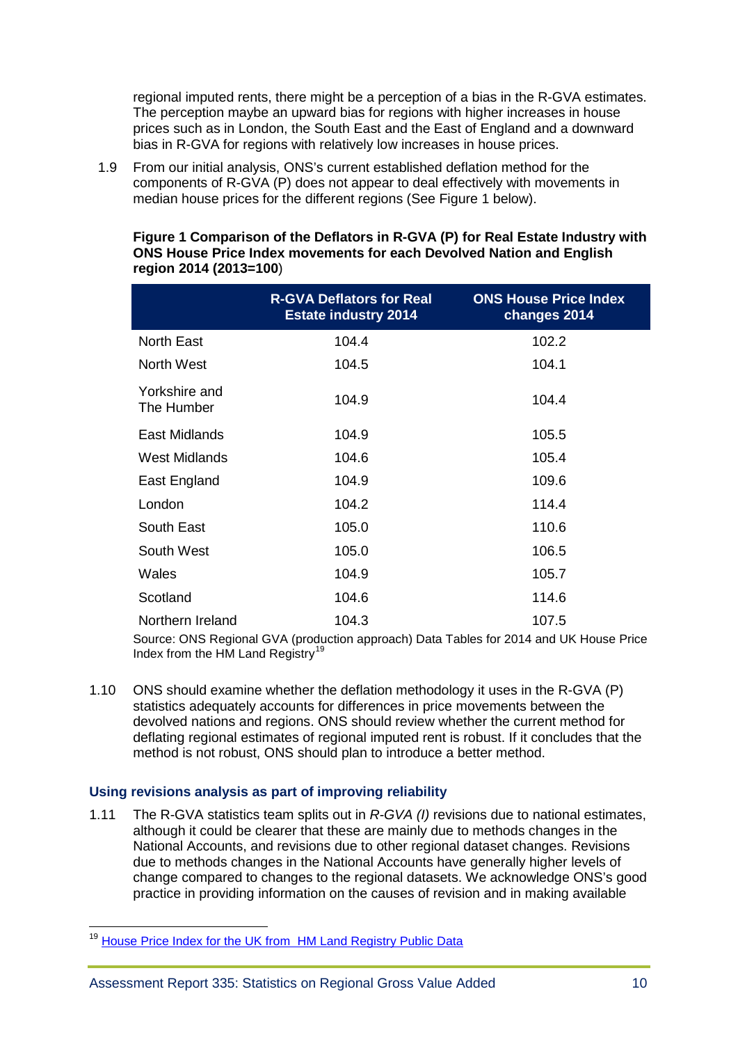regional imputed rents, there might be a perception of a bias in the R-GVA estimates. The perception maybe an upward bias for regions with higher increases in house prices such as in London, the South East and the East of England and a downward bias in R-GVA for regions with relatively low increases in house prices.

1.9 From our initial analysis, ONS's current established deflation method for the components of R-GVA (P) does not appear to deal effectively with movements in median house prices for the different regions (See Figure 1 below).

**Figure 1 Comparison of the Deflators in R-GVA (P) for Real Estate Industry with ONS House Price Index movements for each Devolved Nation and English region 2014 (2013=100**)

| | R-GVA Deflators for Real Estate industry 2014 | ONS House Price Index changes 2014 |
|---|---|---|
| North East | 104.4 | 102.2 |
| North West | 104.5 | 104.1 |
| Yorkshire and The Humber | 104.9 | 104.4 |
| East Midlands | 104.9 | 105.5 |
| West Midlands | 104.6 | 105.4 |
| East England | 104.9 | 109.6 |
| London | 104.2 | 114.4 |
| South East | 105.0 | 110.6 |
| South West | 105.0 | 106.5 |
| Wales | 104.9 | 105.7 |
| Scotland | 104.6 | 114.6 |
| Northern Ireland | 104.3 | 107.5 |

Source: ONS Regional GVA (production approach) Data Tables for 2014 and UK House Price Index from the HM Land Registry[19]

1.10 ONS should examine whether the deflation methodology it uses in the R-GVA (P) statistics adequately accounts for differences in price movements between the devolved nations and regions. ONS should review whether the current method for deflating regional estimates of regional imputed rent is robust. If it concludes that the method is not robust, ONS should plan to introduce a better method.

### Using revisions analysis as part of improving reliability

1.11 The R-GVA statistics team splits out in *R-GVA (I)* revisions due to national estimates, although it could be clearer that these are mainly due to methods changes in the National Accounts, and revisions due to other regional dataset changes. Revisions due to methods changes in the National Accounts have generally higher levels of change compared to changes to the regional datasets. We acknowledge ONS's good practice in providing information on the causes of revision and in making available

[19] House Price Index for the UK from HM Land Registry Public Data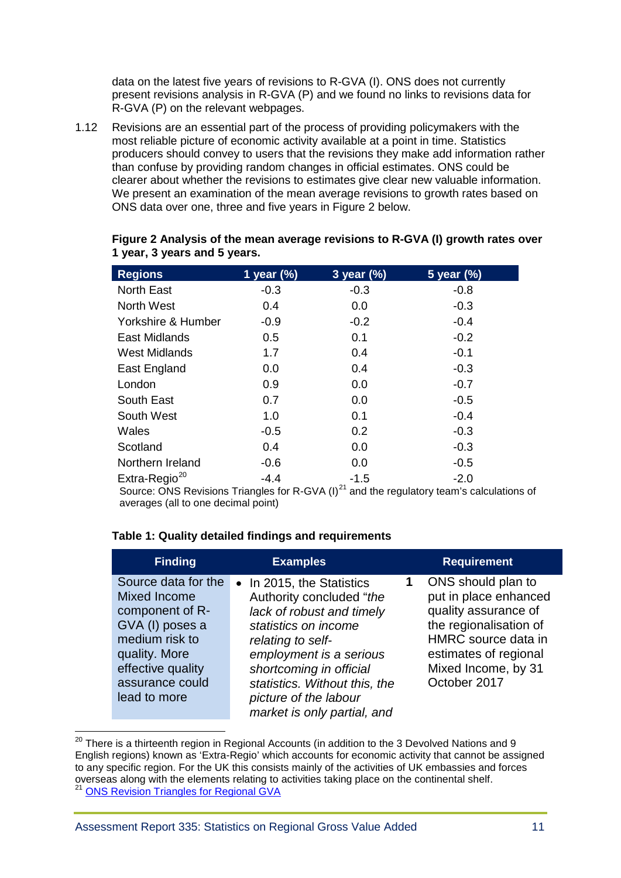data on the latest five years of revisions to R-GVA (I). ONS does not currently present revisions analysis in R-GVA (P) and we found no links to revisions data for R-GVA (P) on the relevant webpages.

1.12 Revisions are an essential part of the process of providing policymakers with the most reliable picture of economic activity available at a point in time. Statistics producers should convey to users that the revisions they make add information rather than confuse by providing random changes in official estimates. ONS could be clearer about whether the revisions to estimates give clear new valuable information. We present an examination of the mean average revisions to growth rates based on ONS data over one, three and five years in Figure 2 below.

**Figure 2 Analysis of the mean average revisions to R-GVA (I) growth rates over 1 year, 3 years and 5 years.**

| Regions | 1 year (%) | 3 year (%) | 5 year (%) |
|---|---|---|---|
| North East | -0.3 | -0.3 | -0.8 |
| North West | 0.4 | 0.0 | -0.3 |
| Yorkshire & Humber | -0.9 | -0.2 | -0.4 |
| East Midlands | 0.5 | 0.1 | -0.2 |
| West Midlands | 1.7 | 0.4 | -0.1 |
| East England | 0.0 | 0.4 | -0.3 |
| London | 0.9 | 0.0 | -0.7 |
| South East | 0.7 | 0.0 | -0.5 |
| South West | 1.0 | 0.1 | -0.4 |
| Wales | -0.5 | 0.2 | -0.3 |
| Scotland | 0.4 | 0.0 | -0.3 |
| Northern Ireland | -0.6 | 0.0 | -0.5 |
| Extra-Regio[20] | -4.4 | -1.5 | -2.0 |

Source: ONS Revisions Triangles for R-GVA (I)[21] and the regulatory team's calculations of averages (all to one decimal point)

**Table 1: Quality detailed findings and requirements**

| Finding | Examples | Requirement |
|---|---|---|
| Source data for the Mixed Income component of R-GVA (I) poses a medium risk to quality. More effective quality assurance could lead to more | • In 2015, the Statistics Authority concluded "*the lack of robust and timely statistics on income relating to self-employment is a serious shortcoming in official statistics. Without this, the picture of the labour market is only partial, and* | **1** ONS should plan to put in place enhanced quality assurance of the regionalisation of HMRC source data in estimates of regional Mixed Income, by 31 October 2017 |

[20] There is a thirteenth region in Regional Accounts (in addition to the 3 Devolved Nations and 9 English regions) known as 'Extra-Regio' which accounts for economic activity that cannot be assigned to any specific region. For the UK this consists mainly of the activities of UK embassies and forces overseas along with the elements relating to activities taking place on the continental shelf.

[21] ONS Revision Triangles for Regional GVA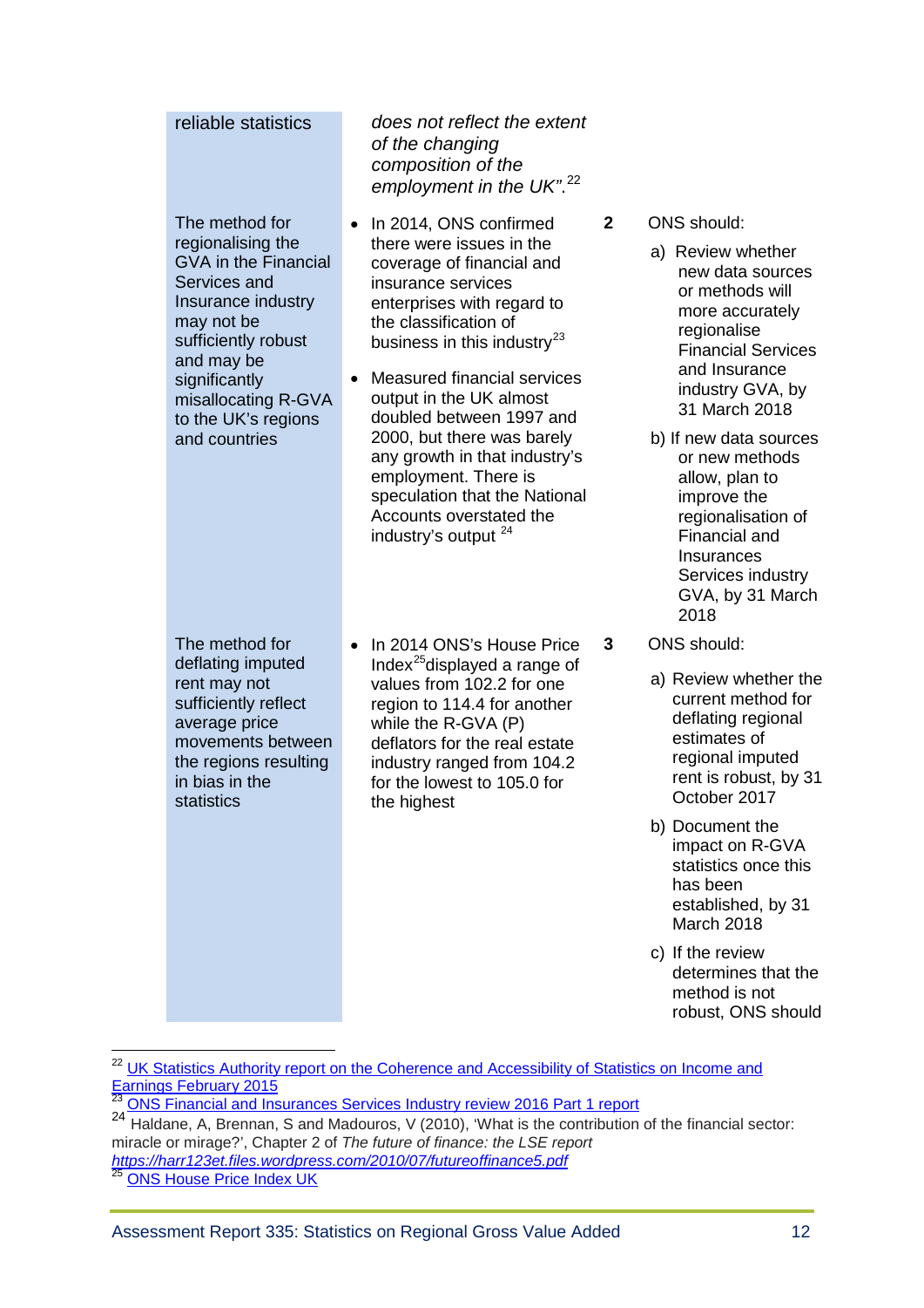| | | | |
|---|---|---|---|
| reliable statistics | *does not reflect the extent of the changing composition of the employment in the UK".*[22] | | |
| The method for regionalising the GVA in the Financial Services and Insurance industry may not be sufficiently robust and may be significantly misallocating R-GVA to the UK's regions and countries | • In 2014, ONS confirmed there were issues in the coverage of financial and insurance services enterprises with regard to the classification of business in this industry[23] <br> • Measured financial services output in the UK almost doubled between 1997 and 2000, but there was barely any growth in that industry's employment. There is speculation that the National Accounts overstated the industry's output [24] | 2 | ONS should: <br> a) Review whether new data sources or methods will more accurately regionalise Financial Services and Insurance industry GVA, by 31 March 2018 <br> b) If new data sources or new methods allow, plan to improve the regionalisation of Financial and Insurances Services industry GVA, by 31 March 2018 |
| The method for deflating imputed rent may not sufficiently reflect average price movements between the regions resulting in bias in the statistics | • In 2014 ONS's House Price Index[25] displayed a range of values from 102.2 for one region to 114.4 for another while the R-GVA (P) deflators for the real estate industry ranged from 104.2 for the lowest to 105.0 for the highest | 3 | ONS should: <br> a) Review whether the current method for deflating regional estimates of regional imputed rent is robust, by 31 October 2017 <br> b) Document the impact on R-GVA statistics once this has been established, by 31 March 2018 <br> c) If the review determines that the method is not robust, ONS should |

[22] UK Statistics Authority report on the Coherence and Accessibility of Statistics on Income and Earnings February 2015

[23] ONS Financial and Insurances Services Industry review 2016 Part 1 report

[24] Haldane, A, Brennan, S and Madouros, V (2010), 'What is the contribution of the financial sector: miracle or mirage?', Chapter 2 of *The future of finance: the LSE report* *https://harr123et.files.wordpress.com/2010/07/futureoffinance5.pdf*

[25] ONS House Price Index UK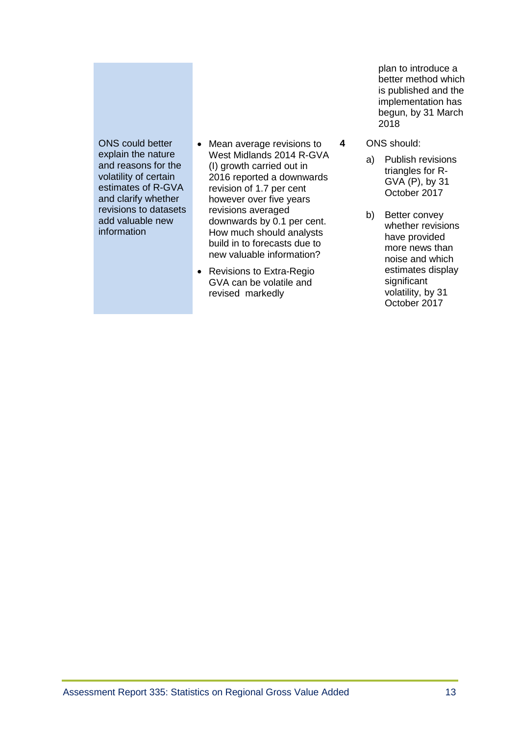| | | | |
|---|---|---|---|
| | | | plan to introduce a better method which is published and the implementation has begun, by 31 March 2018 |
| ONS could better explain the nature and reasons for the volatility of certain estimates of R-GVA and clarify whether revisions to datasets add valuable new information | • Mean average revisions to West Midlands 2014 R-GVA (I) growth carried out in 2016 reported a downwards revision of 1.7 per cent however over five years revisions averaged downwards by 0.1 per cent. How much should analysts build in to forecasts due to new valuable information?<br>• Revisions to Extra-Regio GVA can be volatile and revised markedly | **4** | ONS should:<br>a) Publish revisions triangles for R-GVA (P), by 31 October 2017<br>b) Better convey whether revisions have provided more news than noise and which estimates display significant volatility, by 31 October 2017 |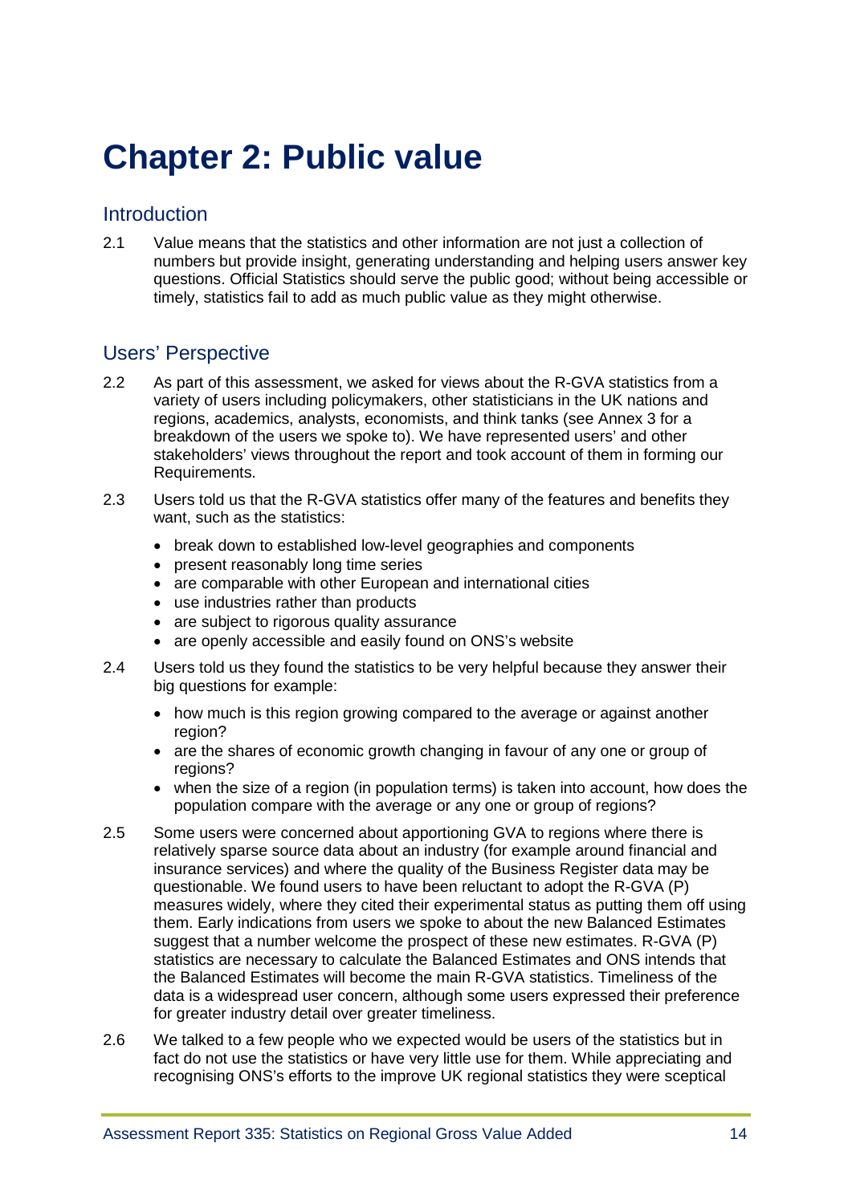# Chapter 2: Public value

## Introduction

2.1 Value means that the statistics and other information are not just a collection of numbers but provide insight, generating understanding and helping users answer key questions. Official Statistics should serve the public good; without being accessible or timely, statistics fail to add as much public value as they might otherwise.

## Users' Perspective

2.2 As part of this assessment, we asked for views about the R-GVA statistics from a variety of users including policymakers, other statisticians in the UK nations and regions, academics, analysts, economists, and think tanks (see Annex 3 for a breakdown of the users we spoke to). We have represented users' and other stakeholders' views throughout the report and took account of them in forming our Requirements.

2.3 Users told us that the R-GVA statistics offer many of the features and benefits they want, such as the statistics:

- break down to established low-level geographies and components
- present reasonably long time series
- are comparable with other European and international cities
- use industries rather than products
- are subject to rigorous quality assurance
- are openly accessible and easily found on ONS's website

2.4 Users told us they found the statistics to be very helpful because they answer their big questions for example:

- how much is this region growing compared to the average or against another region?
- are the shares of economic growth changing in favour of any one or group of regions?
- when the size of a region (in population terms) is taken into account, how does the population compare with the average or any one or group of regions?

2.5 Some users were concerned about apportioning GVA to regions where there is relatively sparse source data about an industry (for example around financial and insurance services) and where the quality of the Business Register data may be questionable. We found users to have been reluctant to adopt the R-GVA (P) measures widely, where they cited their experimental status as putting them off using them. Early indications from users we spoke to about the new Balanced Estimates suggest that a number welcome the prospect of these new estimates. R-GVA (P) statistics are necessary to calculate the Balanced Estimates and ONS intends that the Balanced Estimates will become the main R-GVA statistics. Timeliness of the data is a widespread user concern, although some users expressed their preference for greater industry detail over greater timeliness.

2.6 We talked to a few people who we expected would be users of the statistics but in fact do not use the statistics or have very little use for them. While appreciating and recognising ONS's efforts to the improve UK regional statistics they were sceptical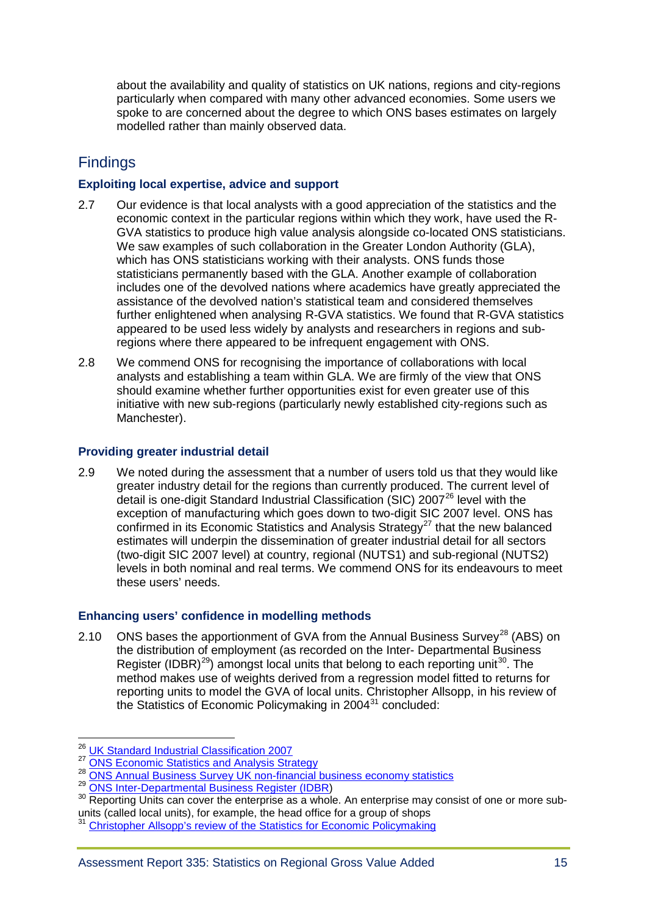about the availability and quality of statistics on UK nations, regions and city-regions particularly when compared with many other advanced economies. Some users we spoke to are concerned about the degree to which ONS bases estimates on largely modelled rather than mainly observed data.

## Findings

### Exploiting local expertise, advice and support

2.7 Our evidence is that local analysts with a good appreciation of the statistics and the economic context in the particular regions within which they work, have used the R-GVA statistics to produce high value analysis alongside co-located ONS statisticians. We saw examples of such collaboration in the Greater London Authority (GLA), which has ONS statisticians working with their analysts. ONS funds those statisticians permanently based with the GLA. Another example of collaboration includes one of the devolved nations where academics have greatly appreciated the assistance of the devolved nation's statistical team and considered themselves further enlightened when analysing R-GVA statistics. We found that R-GVA statistics appeared to be used less widely by analysts and researchers in regions and sub-regions where there appeared to be infrequent engagement with ONS.

2.8 We commend ONS for recognising the importance of collaborations with local analysts and establishing a team within GLA. We are firmly of the view that ONS should examine whether further opportunities exist for even greater use of this initiative with new sub-regions (particularly newly established city-regions such as Manchester).

### Providing greater industrial detail

2.9 We noted during the assessment that a number of users told us that they would like greater industry detail for the regions than currently produced. The current level of detail is one-digit Standard Industrial Classification (SIC) 2007[26] level with the exception of manufacturing which goes down to two-digit SIC 2007 level. ONS has confirmed in its Economic Statistics and Analysis Strategy[27] that the new balanced estimates will underpin the dissemination of greater industrial detail for all sectors (two-digit SIC 2007 level) at country, regional (NUTS1) and sub-regional (NUTS2) levels in both nominal and real terms. We commend ONS for its endeavours to meet these users' needs.

### Enhancing users' confidence in modelling methods

2.10 ONS bases the apportionment of GVA from the Annual Business Survey[28] (ABS) on the distribution of employment (as recorded on the Inter- Departmental Business Register (IDBR)[29]) amongst local units that belong to each reporting unit[30]. The method makes use of weights derived from a regression model fitted to returns for reporting units to model the GVA of local units. Christopher Allsopp, in his review of the Statistics of Economic Policymaking in 2004[31] concluded:

---

[26] UK Standard Industrial Classification 2007

[27] ONS Economic Statistics and Analysis Strategy

[28] ONS Annual Business Survey UK non-financial business economy statistics

[29] ONS Inter-Departmental Business Register (IDBR)

[30] Reporting Units can cover the enterprise as a whole. An enterprise may consist of one or more sub-units (called local units), for example, the head office for a group of shops

[31] Christopher Allsopp's review of the Statistics for Economic Policymaking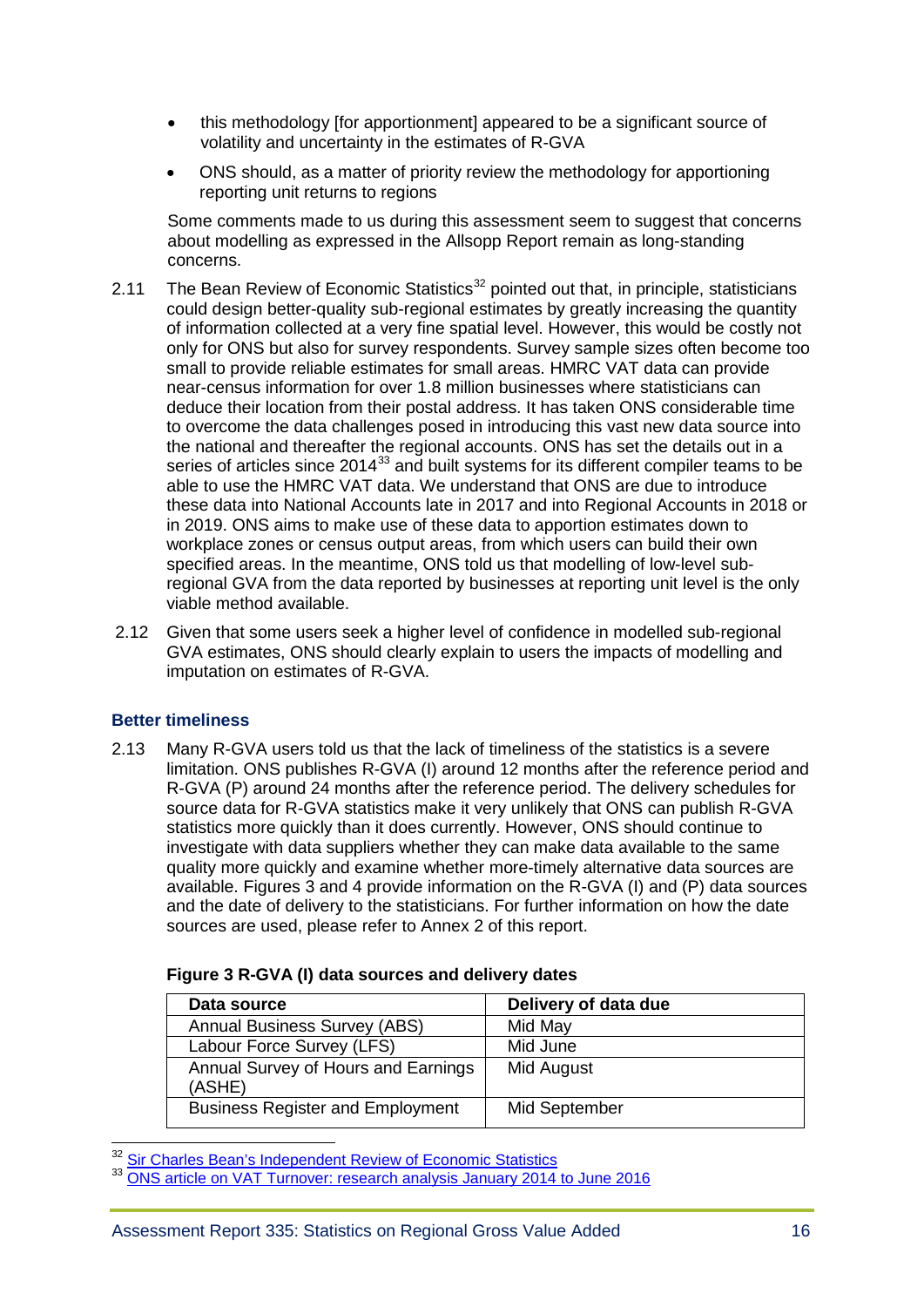- this methodology [for apportionment] appeared to be a significant source of volatility and uncertainty in the estimates of R-GVA
- ONS should, as a matter of priority review the methodology for apportioning reporting unit returns to regions

Some comments made to us during this assessment seem to suggest that concerns about modelling as expressed in the Allsopp Report remain as long-standing concerns.

2.11 The Bean Review of Economic Statistics[32] pointed out that, in principle, statisticians could design better-quality sub-regional estimates by greatly increasing the quantity of information collected at a very fine spatial level. However, this would be costly not only for ONS but also for survey respondents. Survey sample sizes often become too small to provide reliable estimates for small areas. HMRC VAT data can provide near-census information for over 1.8 million businesses where statisticians can deduce their location from their postal address. It has taken ONS considerable time to overcome the data challenges posed in introducing this vast new data source into the national and thereafter the regional accounts. ONS has set the details out in a series of articles since 2014[33] and built systems for its different compiler teams to be able to use the HMRC VAT data. We understand that ONS are due to introduce these data into National Accounts late in 2017 and into Regional Accounts in 2018 or in 2019. ONS aims to make use of these data to apportion estimates down to workplace zones or census output areas, from which users can build their own specified areas. In the meantime, ONS told us that modelling of low-level sub-regional GVA from the data reported by businesses at reporting unit level is the only viable method available.

2.12 Given that some users seek a higher level of confidence in modelled sub-regional GVA estimates, ONS should clearly explain to users the impacts of modelling and imputation on estimates of R-GVA.

### Better timeliness

2.13 Many R-GVA users told us that the lack of timeliness of the statistics is a severe limitation. ONS publishes R-GVA (I) around 12 months after the reference period and R-GVA (P) around 24 months after the reference period. The delivery schedules for source data for R-GVA statistics make it very unlikely that ONS can publish R-GVA statistics more quickly than it does currently. However, ONS should continue to investigate with data suppliers whether they can make data available to the same quality more quickly and examine whether more-timely alternative data sources are available. Figures 3 and 4 provide information on the R-GVA (I) and (P) data sources and the date of delivery to the statisticians. For further information on how the date sources are used, please refer to Annex 2 of this report.

**Figure 3 R-GVA (I) data sources and delivery dates**

| Data source | Delivery of data due |
|---|---|
| Annual Business Survey (ABS) | Mid May |
| Labour Force Survey (LFS) | Mid June |
| Annual Survey of Hours and Earnings (ASHE) | Mid August |
| Business Register and Employment | Mid September |

[32] Sir Charles Bean's Independent Review of Economic Statistics

[33] ONS article on VAT Turnover: research analysis January 2014 to June 2016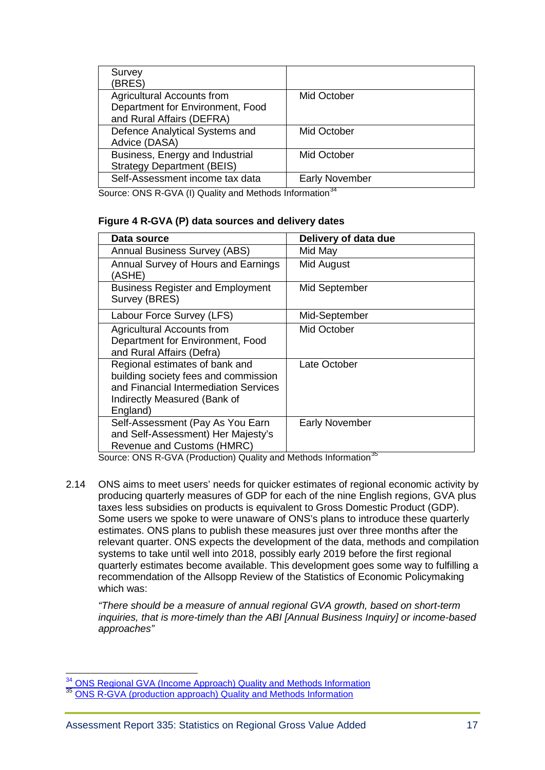| | |
|---|---|
| Survey (BRES) | |
| Agricultural Accounts from Department for Environment, Food and Rural Affairs (DEFRA) | Mid October |
| Defence Analytical Systems and Advice (DASA) | Mid October |
| Business, Energy and Industrial Strategy Department (BEIS) | Mid October |
| Self-Assessment income tax data | Early November |

Source: ONS R-GVA (I) Quality and Methods Information[34]

**Figure 4 R-GVA (P) data sources and delivery dates**

| Data source | Delivery of data due |
|---|---|
| Annual Business Survey (ABS) | Mid May |
| Annual Survey of Hours and Earnings (ASHE) | Mid August |
| Business Register and Employment Survey (BRES) | Mid September |
| Labour Force Survey (LFS) | Mid-September |
| Agricultural Accounts from Department for Environment, Food and Rural Affairs (Defra) | Mid October |
| Regional estimates of bank and building society fees and commission and Financial Intermediation Services Indirectly Measured (Bank of England) | Late October |
| Self-Assessment (Pay As You Earn and Self-Assessment) Her Majesty's Revenue and Customs (HMRC) | Early November |

Source: ONS R-GVA (Production) Quality and Methods Information[35]

2.14 ONS aims to meet users' needs for quicker estimates of regional economic activity by producing quarterly measures of GDP for each of the nine English regions, GVA plus taxes less subsidies on products is equivalent to Gross Domestic Product (GDP). Some users we spoke to were unaware of ONS's plans to introduce these quarterly estimates. ONS plans to publish these measures just over three months after the relevant quarter. ONS expects the development of the data, methods and compilation systems to take until well into 2018, possibly early 2019 before the first regional quarterly estimates become available. This development goes some way to fulfilling a recommendation of the Allsopp Review of the Statistics of Economic Policymaking which was:

*"There should be a measure of annual regional GVA growth, based on short-term inquiries, that is more-timely than the ABI [Annual Business Inquiry] or income-based approaches"*

[34] ONS Regional GVA (Income Approach) Quality and Methods Information

[35] ONS R-GVA (production approach) Quality and Methods Information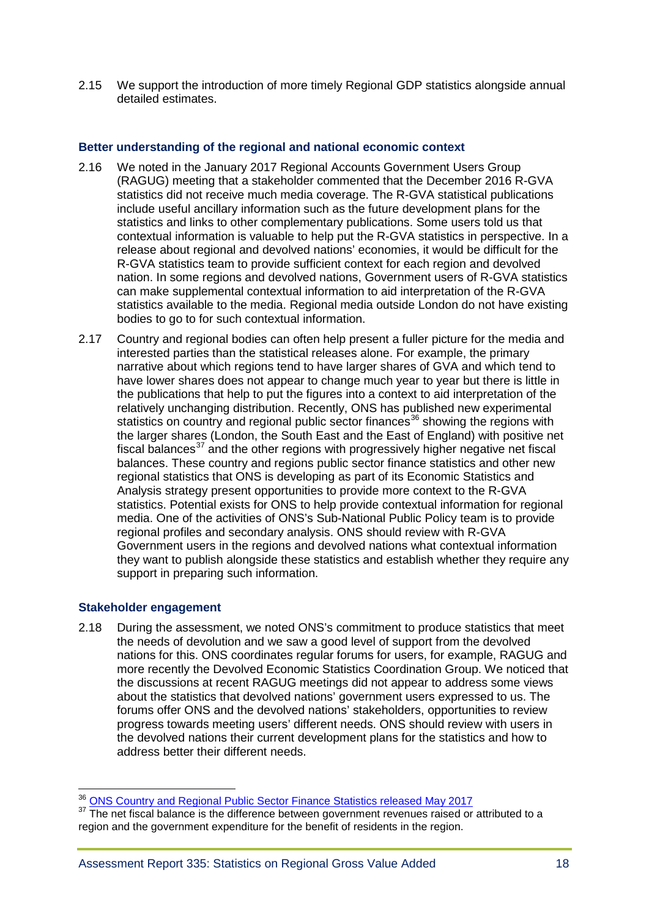2.15 We support the introduction of more timely Regional GDP statistics alongside annual detailed estimates.

### Better understanding of the regional and national economic context

2.16 We noted in the January 2017 Regional Accounts Government Users Group (RAGUG) meeting that a stakeholder commented that the December 2016 R-GVA statistics did not receive much media coverage. The R-GVA statistical publications include useful ancillary information such as the future development plans for the statistics and links to other complementary publications. Some users told us that contextual information is valuable to help put the R-GVA statistics in perspective. In a release about regional and devolved nations' economies, it would be difficult for the R-GVA statistics team to provide sufficient context for each region and devolved nation. In some regions and devolved nations, Government users of R-GVA statistics can make supplemental contextual information to aid interpretation of the R-GVA statistics available to the media. Regional media outside London do not have existing bodies to go to for such contextual information.

2.17 Country and regional bodies can often help present a fuller picture for the media and interested parties than the statistical releases alone. For example, the primary narrative about which regions tend to have larger shares of GVA and which tend to have lower shares does not appear to change much year to year but there is little in the publications that help to put the figures into a context to aid interpretation of the relatively unchanging distribution. Recently, ONS has published new experimental statistics on country and regional public sector finances[36] showing the regions with the larger shares (London, the South East and the East of England) with positive net fiscal balances[37] and the other regions with progressively higher negative net fiscal balances. These country and regions public sector finance statistics and other new regional statistics that ONS is developing as part of its Economic Statistics and Analysis strategy present opportunities to provide more context to the R-GVA statistics. Potential exists for ONS to help provide contextual information for regional media. One of the activities of ONS's Sub-National Public Policy team is to provide regional profiles and secondary analysis. ONS should review with R-GVA Government users in the regions and devolved nations what contextual information they want to publish alongside these statistics and establish whether they require any support in preparing such information.

### Stakeholder engagement

2.18 During the assessment, we noted ONS's commitment to produce statistics that meet the needs of devolution and we saw a good level of support from the devolved nations for this. ONS coordinates regular forums for users, for example, RAGUG and more recently the Devolved Economic Statistics Coordination Group. We noticed that the discussions at recent RAGUG meetings did not appear to address some views about the statistics that devolved nations' government users expressed to us. The forums offer ONS and the devolved nations' stakeholders, opportunities to review progress towards meeting users' different needs. ONS should review with users in the devolved nations their current development plans for the statistics and how to address better their different needs.

---

[36] ONS Country and Regional Public Sector Finance Statistics released May 2017

[37] The net fiscal balance is the difference between government revenues raised or attributed to a region and the government expenditure for the benefit of residents in the region.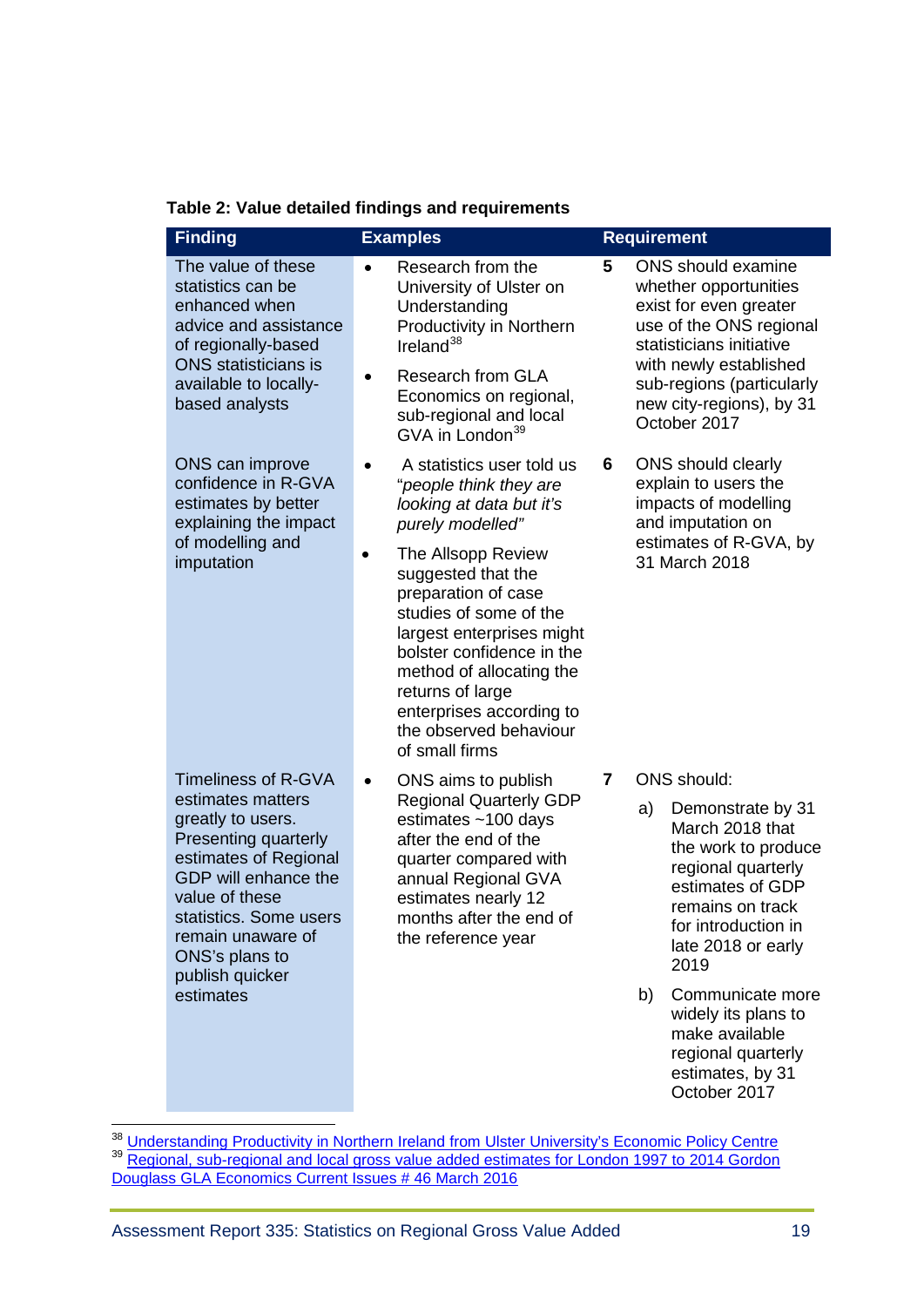**Table 2: Value detailed findings and requirements**

| Finding | Examples | Requirement |
|---|---|---|
| The value of these statistics can be enhanced when advice and assistance of regionally-based ONS statisticians is available to locally-based analysts | • Research from the University of Ulster on Understanding Productivity in Northern Ireland[38] <br> • Research from GLA Economics on regional, sub-regional and local GVA in London[39] | **5** ONS should examine whether opportunities exist for even greater use of the ONS regional statisticians initiative with newly established sub-regions (particularly new city-regions), by 31 October 2017 |
| ONS can improve confidence in R-GVA estimates by better explaining the impact of modelling and imputation | • A statistics user told us "*people think they are looking at data but it's purely modelled"* <br> • The Allsopp Review suggested that the preparation of case studies of some of the largest enterprises might bolster confidence in the method of allocating the returns of large enterprises according to the observed behaviour of small firms | **6** ONS should clearly explain to users the impacts of modelling and imputation on estimates of R-GVA, by 31 March 2018 |
| Timeliness of R-GVA estimates matters greatly to users. Presenting quarterly estimates of Regional GDP will enhance the value of these statistics. Some users remain unaware of ONS's plans to publish quicker estimates | • ONS aims to publish Regional Quarterly GDP estimates ~100 days after the end of the quarter compared with annual Regional GVA estimates nearly 12 months after the end of the reference year | **7** ONS should: <br> a) Demonstrate by 31 March 2018 that the work to produce regional quarterly estimates of GDP remains on track for introduction in late 2018 or early 2019 <br> b) Communicate more widely its plans to make available regional quarterly estimates, by 31 October 2017 |

[38] [Understanding Productivity in Northern Ireland from Ulster University's Economic Policy Centre]()

[39] [Regional, sub-regional and local gross value added estimates for London 1997 to 2014 Gordon Douglass GLA Economics Current Issues # 46 March 2016]()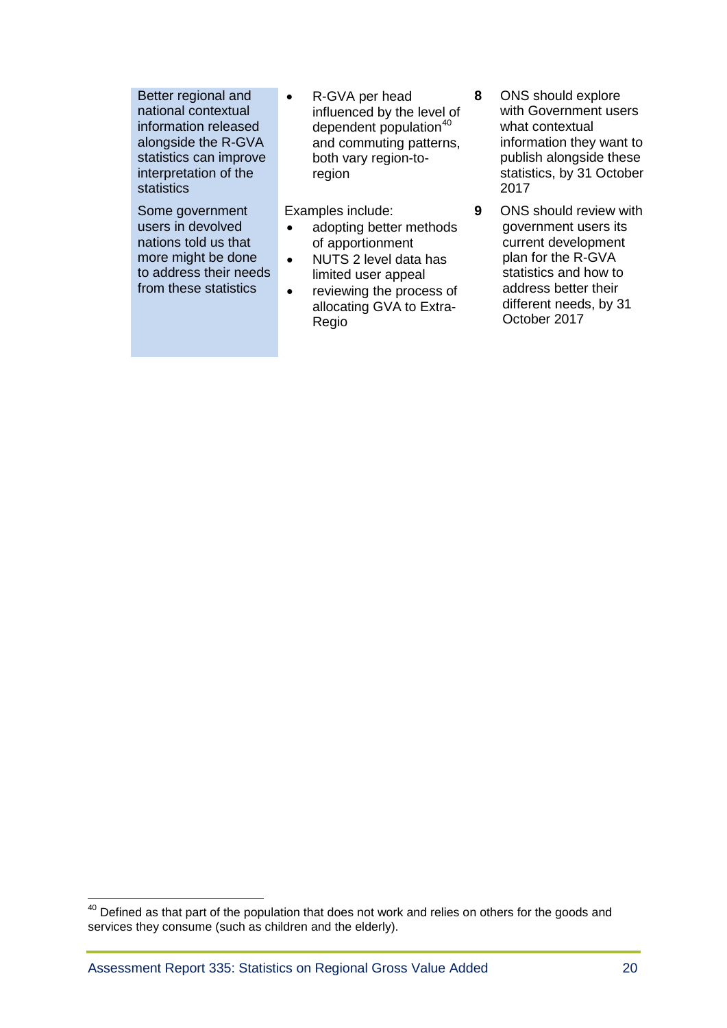| | | |
|---|---|---|
| Better regional and national contextual information released alongside the R-GVA statistics can improve interpretation of the statistics | • R-GVA per head influenced by the level of dependent population[40] and commuting patterns, both vary region-to-region | **8** ONS should explore with Government users what contextual information they want to publish alongside these statistics, by 31 October 2017 |
| Some government users in devolved nations told us that more might be done to address their needs from these statistics | Examples include: <br>• adopting better methods of apportionment <br>• NUTS 2 level data has limited user appeal <br>• reviewing the process of allocating GVA to Extra-Regio | **9** ONS should review with government users its current development plan for the R-GVA statistics and how to address better their different needs, by 31 October 2017 |

[40] Defined as that part of the population that does not work and relies on others for the goods and services they consume (such as children and the elderly).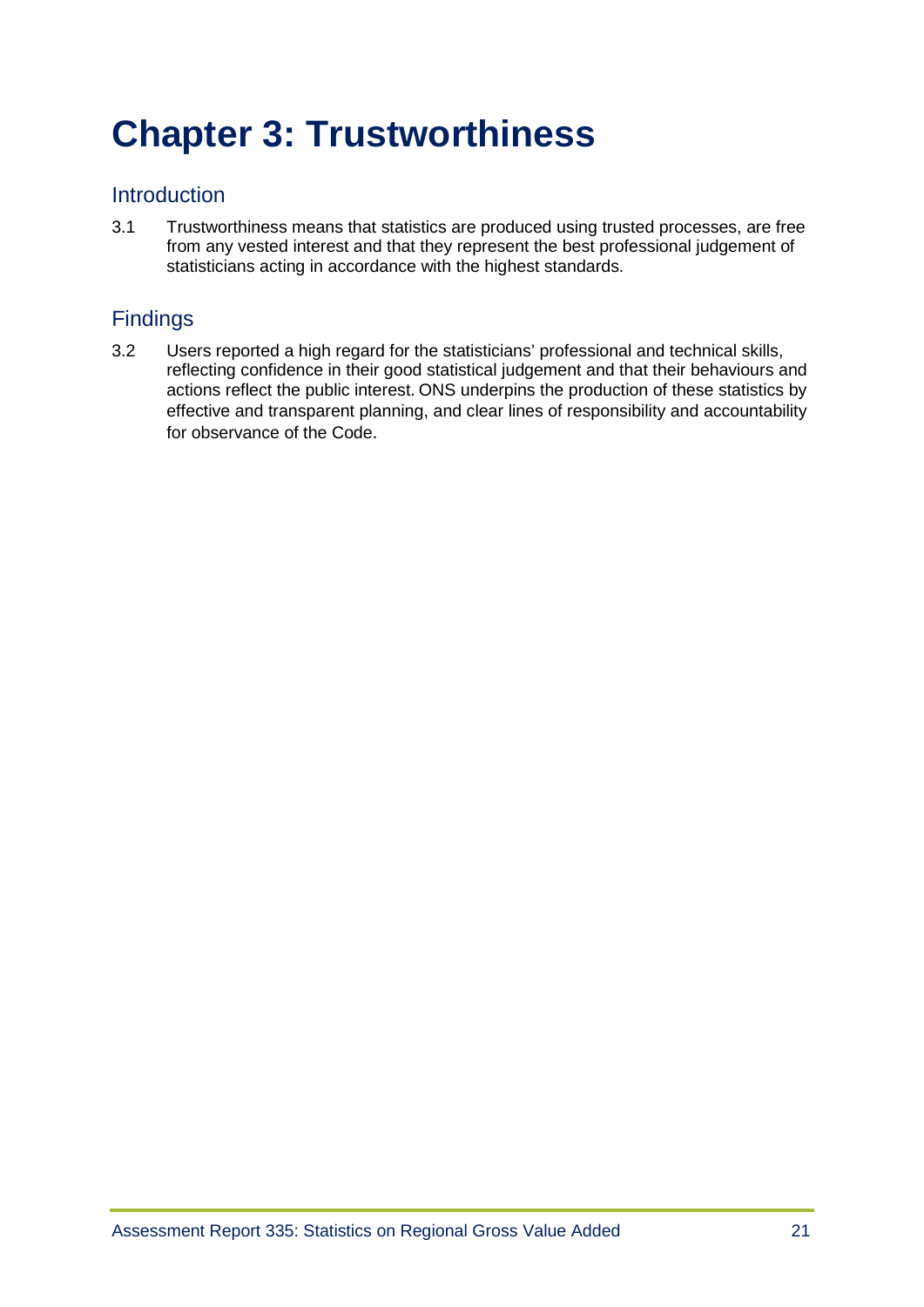# Chapter 3: Trustworthiness

## Introduction

3.1 Trustworthiness means that statistics are produced using trusted processes, are free from any vested interest and that they represent the best professional judgement of statisticians acting in accordance with the highest standards.

## Findings

3.2 Users reported a high regard for the statisticians' professional and technical skills, reflecting confidence in their good statistical judgement and that their behaviours and actions reflect the public interest. ONS underpins the production of these statistics by effective and transparent planning, and clear lines of responsibility and accountability for observance of the Code.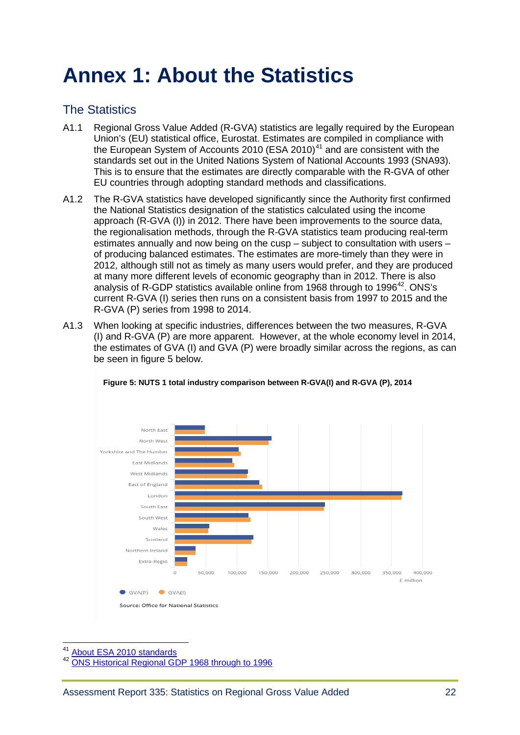# Annex 1: About the Statistics

## The Statistics

A1.1 Regional Gross Value Added (R-GVA) statistics are legally required by the European Union's (EU) statistical office, Eurostat. Estimates are compiled in compliance with the European System of Accounts 2010 (ESA 2010)[41] and are consistent with the standards set out in the United Nations System of National Accounts 1993 (SNA93). This is to ensure that the estimates are directly comparable with the R-GVA of other EU countries through adopting standard methods and classifications.

A1.2 The R-GVA statistics have developed significantly since the Authority first confirmed the National Statistics designation of the statistics calculated using the income approach (R-GVA (I)) in 2012. There have been improvements to the source data, the regionalisation methods, through the R-GVA statistics team producing real-term estimates annually and now being on the cusp – subject to consultation with users – of producing balanced estimates. The estimates are more-timely than they were in 2012, although still not as timely as many users would prefer, and they are produced at many more different levels of economic geography than in 2012. There is also analysis of R-GDP statistics available online from 1968 through to 1996[42]. ONS's current R-GVA (I) series then runs on a consistent basis from 1997 to 2015 and the R-GVA (P) series from 1998 to 2014.

A1.3 When looking at specific industries, differences between the two measures, R-GVA (I) and R-GVA (P) are more apparent. However, at the whole economy level in 2014, the estimates of GVA (I) and GVA (P) were broadly similar across the regions, as can be seen in figure 5 below.

**Figure 5: NUTS 1 total industry comparison between R-GVA(I) and R-GVA (P), 2014**

Source: Office for National Statistics

[41] About ESA 2010 standards

[42] ONS Historical Regional GDP 1968 through to 1996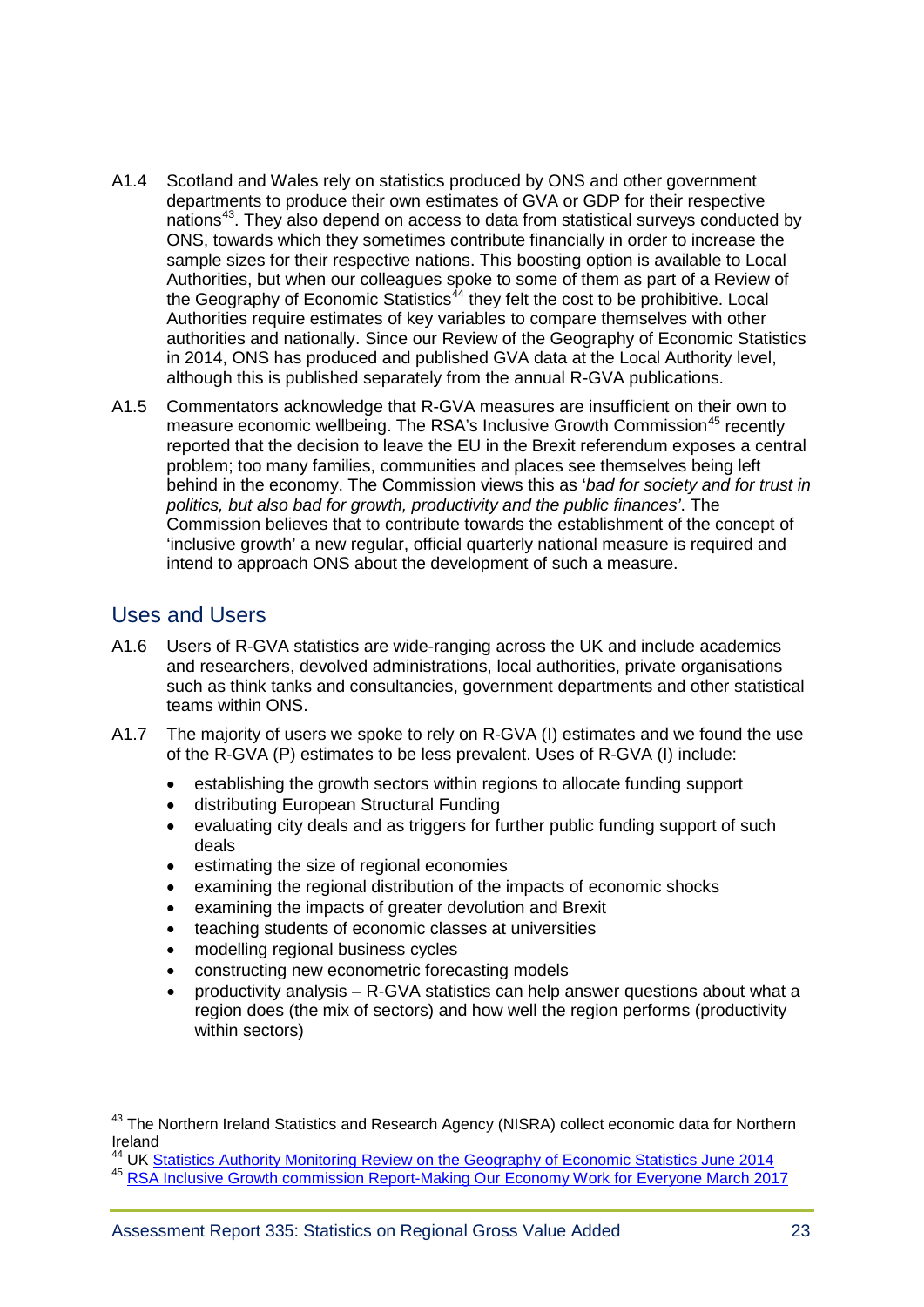A1.4 Scotland and Wales rely on statistics produced by ONS and other government departments to produce their own estimates of GVA or GDP for their respective nations[43]. They also depend on access to data from statistical surveys conducted by ONS, towards which they sometimes contribute financially in order to increase the sample sizes for their respective nations. This boosting option is available to Local Authorities, but when our colleagues spoke to some of them as part of a Review of the Geography of Economic Statistics[44] they felt the cost to be prohibitive. Local Authorities require estimates of key variables to compare themselves with other authorities and nationally. Since our Review of the Geography of Economic Statistics in 2014, ONS has produced and published GVA data at the Local Authority level, although this is published separately from the annual R-GVA publications.

A1.5 Commentators acknowledge that R-GVA measures are insufficient on their own to measure economic wellbeing. The RSA's Inclusive Growth Commission[45] recently reported that the decision to leave the EU in the Brexit referendum exposes a central problem; too many families, communities and places see themselves being left behind in the economy. The Commission views this as '*bad for society and for trust in politics, but also bad for growth, productivity and the public finances'*. The Commission believes that to contribute towards the establishment of the concept of 'inclusive growth' a new regular, official quarterly national measure is required and intend to approach ONS about the development of such a measure.

## Uses and Users

A1.6 Users of R-GVA statistics are wide-ranging across the UK and include academics and researchers, devolved administrations, local authorities, private organisations such as think tanks and consultancies, government departments and other statistical teams within ONS.

A1.7 The majority of users we spoke to rely on R-GVA (I) estimates and we found the use of the R-GVA (P) estimates to be less prevalent. Uses of R-GVA (I) include:

- establishing the growth sectors within regions to allocate funding support
- distributing European Structural Funding
- evaluating city deals and as triggers for further public funding support of such deals
- estimating the size of regional economies
- examining the regional distribution of the impacts of economic shocks
- examining the impacts of greater devolution and Brexit
- teaching students of economic classes at universities
- modelling regional business cycles
- constructing new econometric forecasting models
- productivity analysis – R-GVA statistics can help answer questions about what a region does (the mix of sectors) and how well the region performs (productivity within sectors)

---

[43] The Northern Ireland Statistics and Research Agency (NISRA) collect economic data for Northern Ireland

[44] UK Statistics Authority Monitoring Review on the Geography of Economic Statistics June 2014

[45] RSA Inclusive Growth commission Report-Making Our Economy Work for Everyone March 2017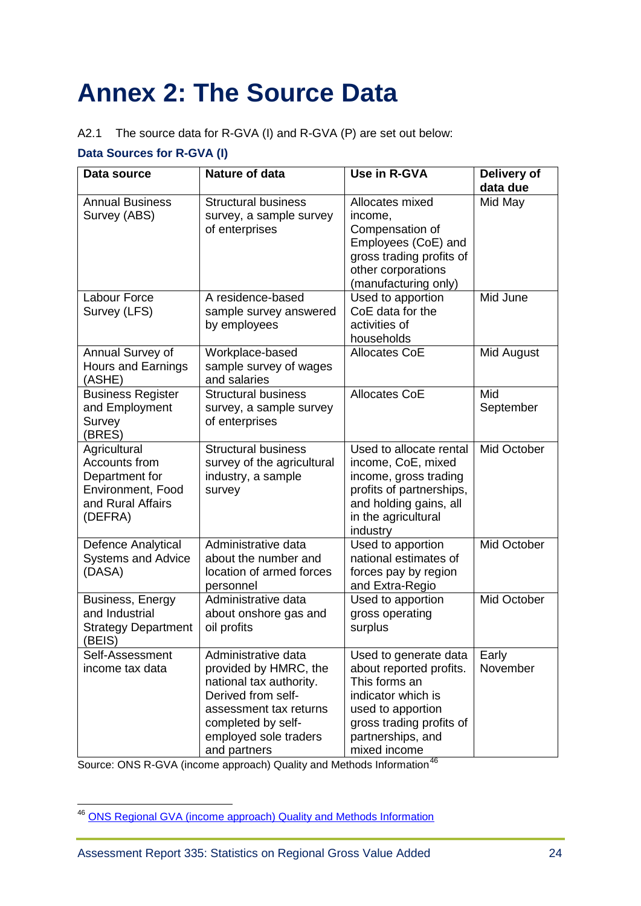# Annex 2: The Source Data

A2.1 The source data for R-GVA (I) and R-GVA (P) are set out below:

### Data Sources for R-GVA (I)

| Data source | Nature of data | Use in R-GVA | Delivery of data due |
|---|---|---|---|
| Annual Business Survey (ABS) | Structural business survey, a sample survey of enterprises | Allocates mixed income, Compensation of Employees (CoE) and gross trading profits of other corporations (manufacturing only) | Mid May |
| Labour Force Survey (LFS) | A residence-based sample survey answered by employees | Used to apportion CoE data for the activities of households | Mid June |
| Annual Survey of Hours and Earnings (ASHE) | Workplace-based sample survey of wages and salaries | Allocates CoE | Mid August |
| Business Register and Employment Survey (BRES) | Structural business survey, a sample survey of enterprises | Allocates CoE | Mid September |
| Agricultural Accounts from Department for Environment, Food and Rural Affairs (DEFRA) | Structural business survey of the agricultural industry, a sample survey | Used to allocate rental income, CoE, mixed income, gross trading profits of partnerships, and holding gains, all in the agricultural industry | Mid October |
| Defence Analytical Systems and Advice (DASA) | Administrative data about the number and location of armed forces personnel | Used to apportion national estimates of forces pay by region and Extra-Regio | Mid October |
| Business, Energy and Industrial Strategy Department (BEIS) | Administrative data about onshore gas and oil profits | Used to apportion gross operating surplus | Mid October |
| Self-Assessment income tax data | Administrative data provided by HMRC, the national tax authority. Derived from self-assessment tax returns completed by self-employed sole traders and partners | Used to generate data about reported profits. This forms an indicator which is used to apportion gross trading profits of partnerships, and mixed income | Early November |

Source: ONS R-GVA (income approach) Quality and Methods Information[46]

[46] ONS Regional GVA (income approach) Quality and Methods Information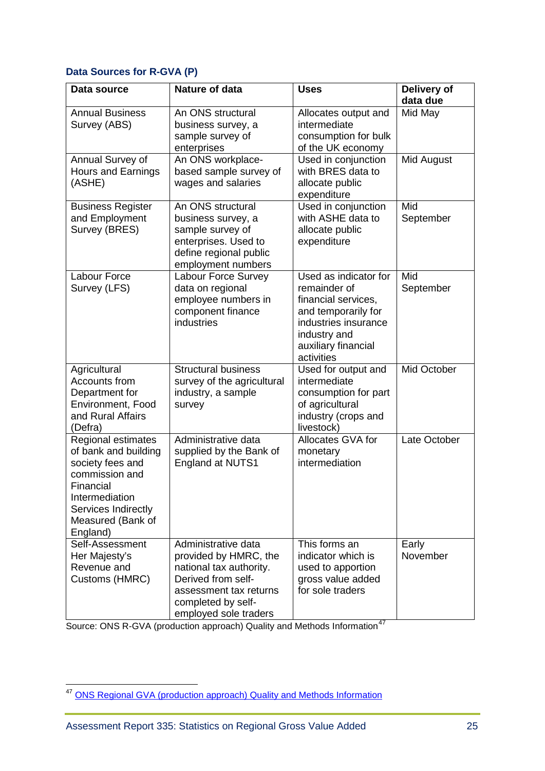### Data Sources for R-GVA (P)

| Data source | Nature of data | Uses | Delivery of data due |
|---|---|---|---|
| Annual Business Survey (ABS) | An ONS structural business survey, a sample survey of enterprises | Allocates output and intermediate consumption for bulk of the UK economy | Mid May |
| Annual Survey of Hours and Earnings (ASHE) | An ONS workplace-based sample survey of wages and salaries | Used in conjunction with BRES data to allocate public expenditure | Mid August |
| Business Register and Employment Survey (BRES) | An ONS structural business survey, a sample survey of enterprises. Used to define regional public employment numbers | Used in conjunction with ASHE data to allocate public expenditure | Mid September |
| Labour Force Survey (LFS) | Labour Force Survey data on regional employee numbers in component finance industries | Used as indicator for remainder of financial services, and temporarily for industries insurance industry and auxiliary financial activities | Mid September |
| Agricultural Accounts from Department for Environment, Food and Rural Affairs (Defra) | Structural business survey of the agricultural industry, a sample survey | Used for output and intermediate consumption for part of agricultural industry (crops and livestock) | Mid October |
| Regional estimates of bank and building society fees and commission and Financial Intermediation Services Indirectly Measured (Bank of England) | Administrative data supplied by the Bank of England at NUTS1 | Allocates GVA for monetary intermediation | Late October |
| Self-Assessment Her Majesty's Revenue and Customs (HMRC) | Administrative data provided by HMRC, the national tax authority. Derived from self-assessment tax returns completed by self-employed sole traders | This forms an indicator which is used to apportion gross value added for sole traders | Early November |

Source: ONS R-GVA (production approach) Quality and Methods Information[47]

[47] ONS Regional GVA (production approach) Quality and Methods Information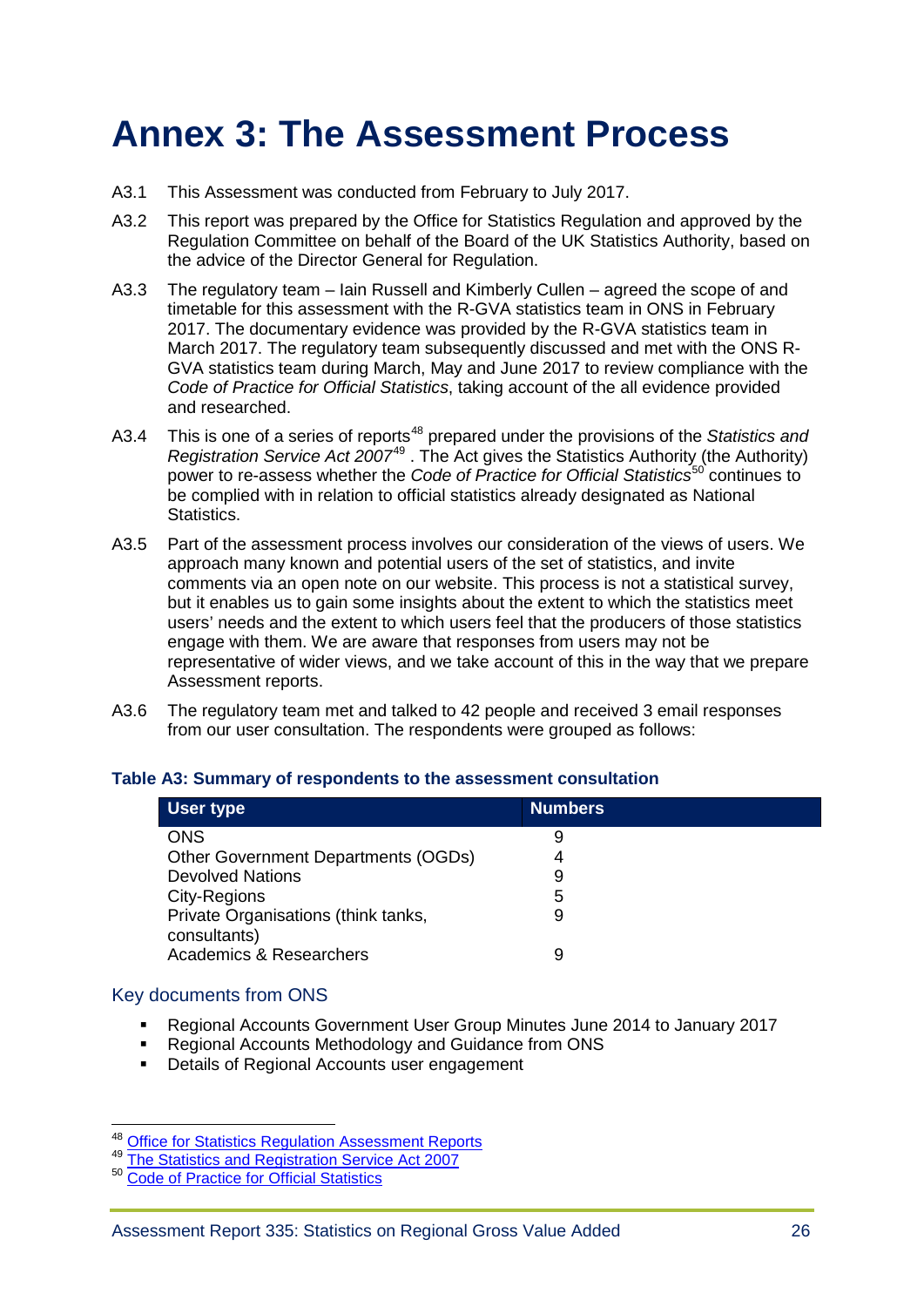# Annex 3: The Assessment Process

A3.1 This Assessment was conducted from February to July 2017.

A3.2 This report was prepared by the Office for Statistics Regulation and approved by the Regulation Committee on behalf of the Board of the UK Statistics Authority, based on the advice of the Director General for Regulation.

A3.3 The regulatory team – Iain Russell and Kimberly Cullen – agreed the scope of and timetable for this assessment with the R-GVA statistics team in ONS in February 2017. The documentary evidence was provided by the R-GVA statistics team in March 2017. The regulatory team subsequently discussed and met with the ONS R-GVA statistics team during March, May and June 2017 to review compliance with the *Code of Practice for Official Statistics*, taking account of the all evidence provided and researched.

A3.4 This is one of a series of reports[48] prepared under the provisions of the *Statistics and Registration Service Act 2007*[49] . The Act gives the Statistics Authority (the Authority) power to re-assess whether the *Code of Practice for Official Statistics*[50] continues to be complied with in relation to official statistics already designated as National Statistics.

A3.5 Part of the assessment process involves our consideration of the views of users. We approach many known and potential users of the set of statistics, and invite comments via an open note on our website. This process is not a statistical survey, but it enables us to gain some insights about the extent to which the statistics meet users' needs and the extent to which users feel that the producers of those statistics engage with them. We are aware that responses from users may not be representative of wider views, and we take account of this in the way that we prepare Assessment reports.

A3.6 The regulatory team met and talked to 42 people and received 3 email responses from our user consultation. The respondents were grouped as follows:

**Table A3: Summary of respondents to the assessment consultation**

| User type | Numbers |
|---|---|
| ONS | 9 |
| Other Government Departments (OGDs) | 4 |
| Devolved Nations | 9 |
| City-Regions | 5 |
| Private Organisations (think tanks, consultants) | 9 |
| Academics & Researchers | 9 |

## Key documents from ONS

- Regional Accounts Government User Group Minutes June 2014 to January 2017
- Regional Accounts Methodology and Guidance from ONS
- Details of Regional Accounts user engagement

[48] Office for Statistics Regulation Assessment Reports
[49] The Statistics and Registration Service Act 2007
[50] Code of Practice for Official Statistics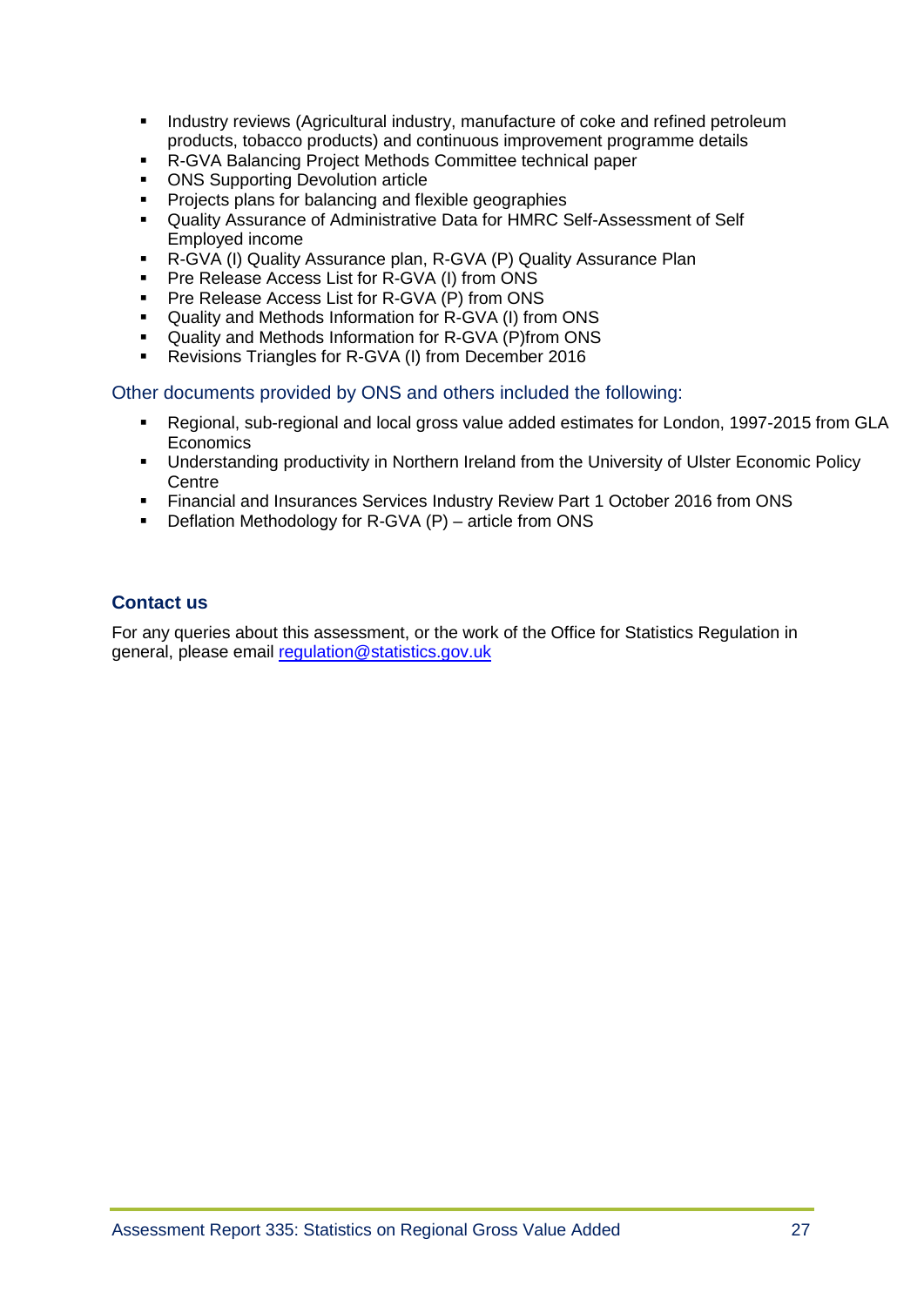- Industry reviews (Agricultural industry, manufacture of coke and refined petroleum products, tobacco products) and continuous improvement programme details
- R-GVA Balancing Project Methods Committee technical paper
- ONS Supporting Devolution article
- Projects plans for balancing and flexible geographies
- Quality Assurance of Administrative Data for HMRC Self-Assessment of Self Employed income
- R-GVA (I) Quality Assurance plan, R-GVA (P) Quality Assurance Plan
- Pre Release Access List for R-GVA (I) from ONS
- Pre Release Access List for R-GVA (P) from ONS
- Quality and Methods Information for R-GVA (I) from ONS
- Quality and Methods Information for R-GVA (P)from ONS
- Revisions Triangles for R-GVA (I) from December 2016

Other documents provided by ONS and others included the following:

- Regional, sub-regional and local gross value added estimates for London, 1997-2015 from GLA Economics
- Understanding productivity in Northern Ireland from the University of Ulster Economic Policy Centre
- Financial and Insurances Services Industry Review Part 1 October 2016 from ONS
- Deflation Methodology for R-GVA (P) – article from ONS

## Contact us

For any queries about this assessment, or the work of the Office for Statistics Regulation in general, please email [regulation@statistics.gov.uk](mailto:regulation@statistics.gov.uk)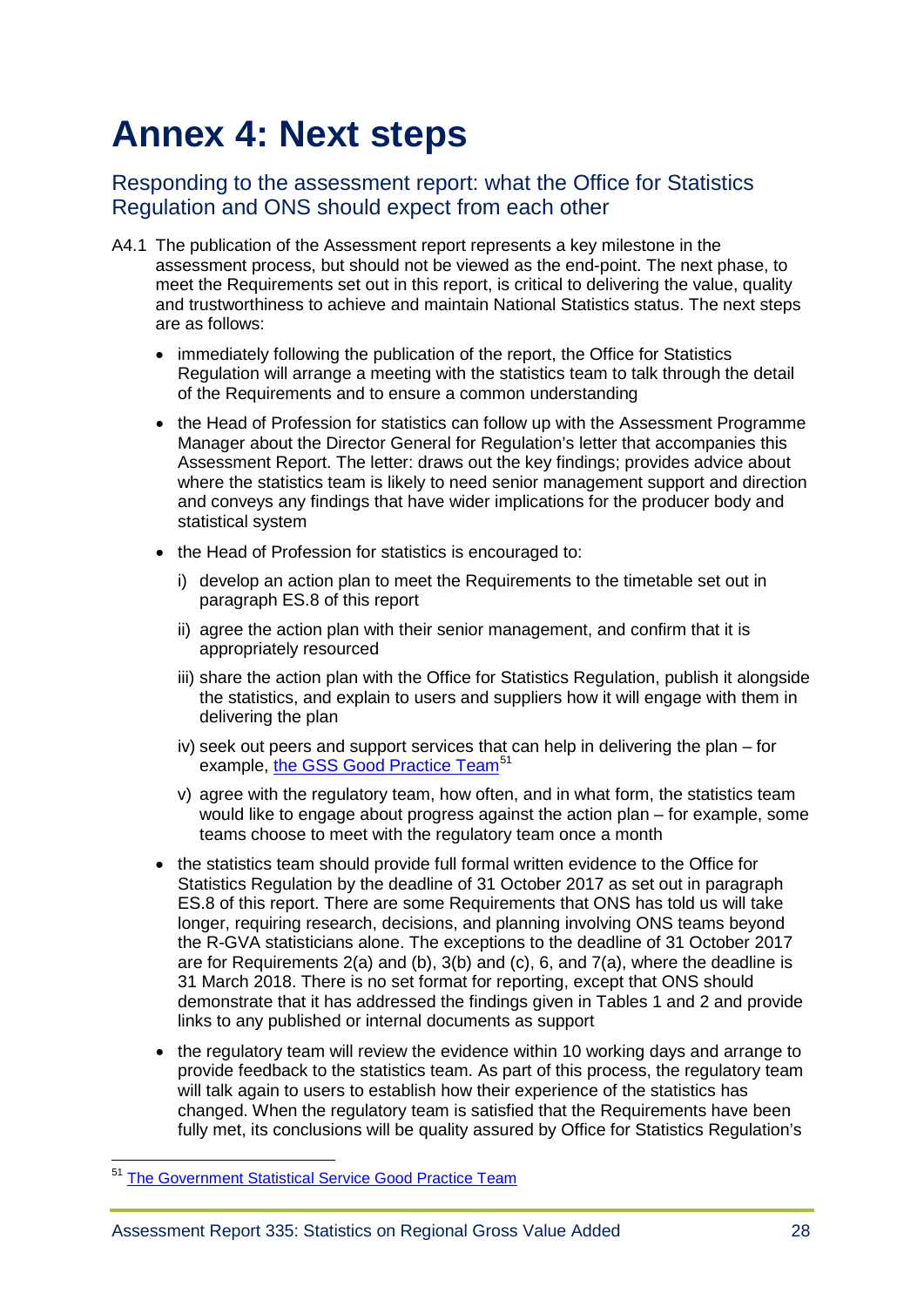# Annex 4: Next steps

## Responding to the assessment report: what the Office for Statistics Regulation and ONS should expect from each other

A4.1 The publication of the Assessment report represents a key milestone in the assessment process, but should not be viewed as the end-point. The next phase, to meet the Requirements set out in this report, is critical to delivering the value, quality and trustworthiness to achieve and maintain National Statistics status. The next steps are as follows:

- immediately following the publication of the report, the Office for Statistics Regulation will arrange a meeting with the statistics team to talk through the detail of the Requirements and to ensure a common understanding
- the Head of Profession for statistics can follow up with the Assessment Programme Manager about the Director General for Regulation's letter that accompanies this Assessment Report. The letter: draws out the key findings; provides advice about where the statistics team is likely to need senior management support and direction and conveys any findings that have wider implications for the producer body and statistical system
- the Head of Profession for statistics is encouraged to:
  - i) develop an action plan to meet the Requirements to the timetable set out in paragraph ES.8 of this report
  - ii) agree the action plan with their senior management, and confirm that it is appropriately resourced
  - iii) share the action plan with the Office for Statistics Regulation, publish it alongside the statistics, and explain to users and suppliers how it will engage with them in delivering the plan
  - iv) seek out peers and support services that can help in delivering the plan – for example, the GSS Good Practice Team[51]
  - v) agree with the regulatory team, how often, and in what form, the statistics team would like to engage about progress against the action plan – for example, some teams choose to meet with the regulatory team once a month
- the statistics team should provide full formal written evidence to the Office for Statistics Regulation by the deadline of 31 October 2017 as set out in paragraph ES.8 of this report. There are some Requirements that ONS has told us will take longer, requiring research, decisions, and planning involving ONS teams beyond the R-GVA statisticians alone. The exceptions to the deadline of 31 October 2017 are for Requirements 2(a) and (b), 3(b) and (c), 6, and 7(a), where the deadline is 31 March 2018. There is no set format for reporting, except that ONS should demonstrate that it has addressed the findings given in Tables 1 and 2 and provide links to any published or internal documents as support
- the regulatory team will review the evidence within 10 working days and arrange to provide feedback to the statistics team. As part of this process, the regulatory team will talk again to users to establish how their experience of the statistics has changed. When the regulatory team is satisfied that the Requirements have been fully met, its conclusions will be quality assured by Office for Statistics Regulation's

---

[51] The Government Statistical Service Good Practice Team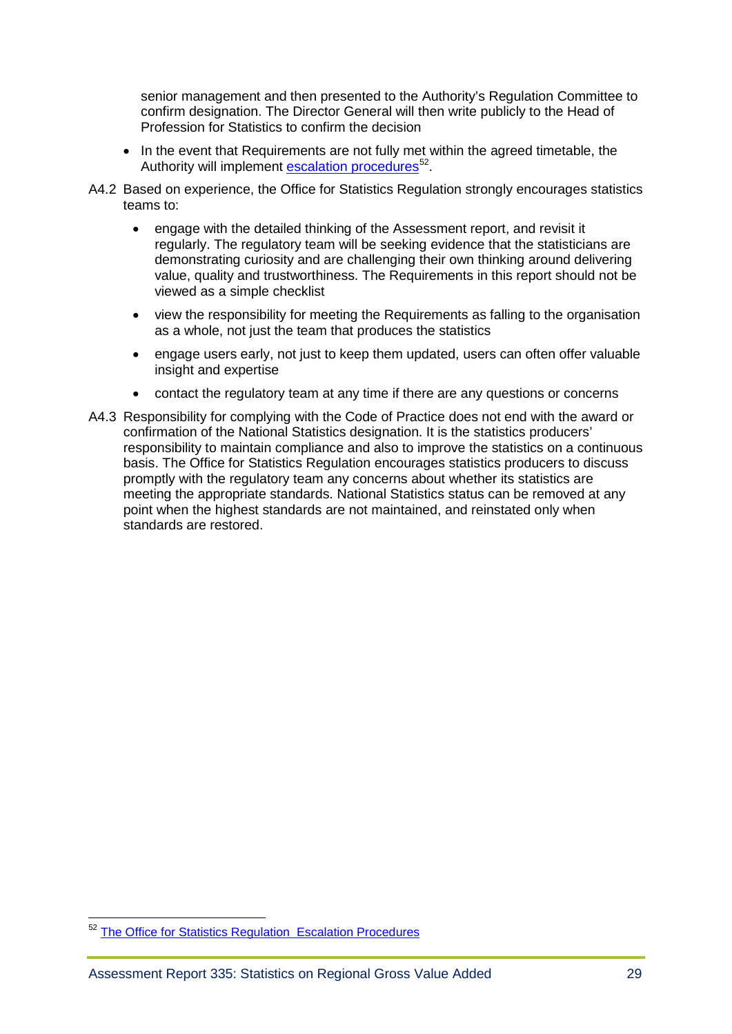senior management and then presented to the Authority's Regulation Committee to confirm designation. The Director General will then write publicly to the Head of Profession for Statistics to confirm the decision

- In the event that Requirements are not fully met within the agreed timetable, the Authority will implement escalation procedures[52].

A4.2 Based on experience, the Office for Statistics Regulation strongly encourages statistics teams to:

- engage with the detailed thinking of the Assessment report, and revisit it regularly. The regulatory team will be seeking evidence that the statisticians are demonstrating curiosity and are challenging their own thinking around delivering value, quality and trustworthiness. The Requirements in this report should not be viewed as a simple checklist
- view the responsibility for meeting the Requirements as falling to the organisation as a whole, not just the team that produces the statistics
- engage users early, not just to keep them updated, users can often offer valuable insight and expertise
- contact the regulatory team at any time if there are any questions or concerns

A4.3 Responsibility for complying with the Code of Practice does not end with the award or confirmation of the National Statistics designation. It is the statistics producers' responsibility to maintain compliance and also to improve the statistics on a continuous basis. The Office for Statistics Regulation encourages statistics producers to discuss promptly with the regulatory team any concerns about whether its statistics are meeting the appropriate standards. National Statistics status can be removed at any point when the highest standards are not maintained, and reinstated only when standards are restored.

---

[52] The Office for Statistics Regulation Escalation Procedures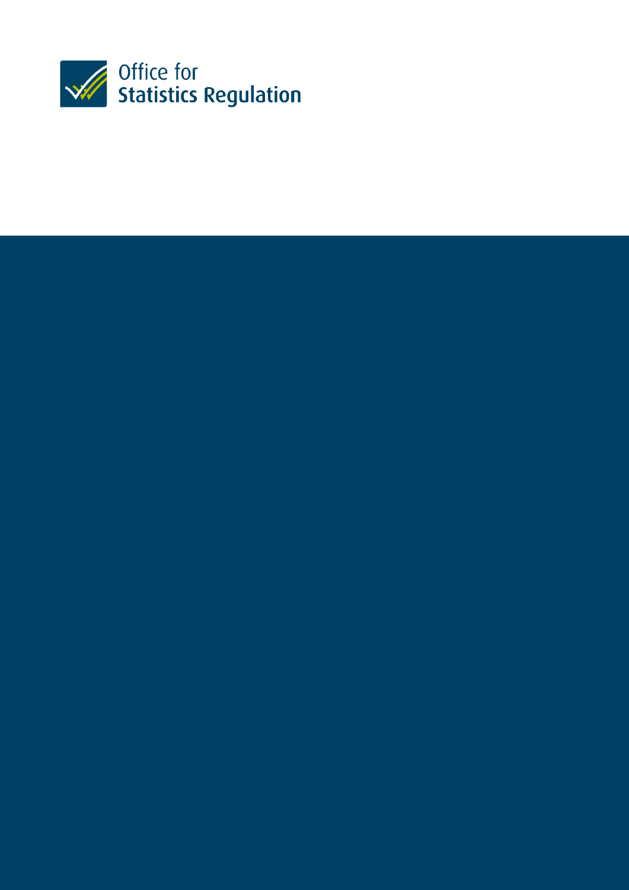Office for
Statistics Regulation